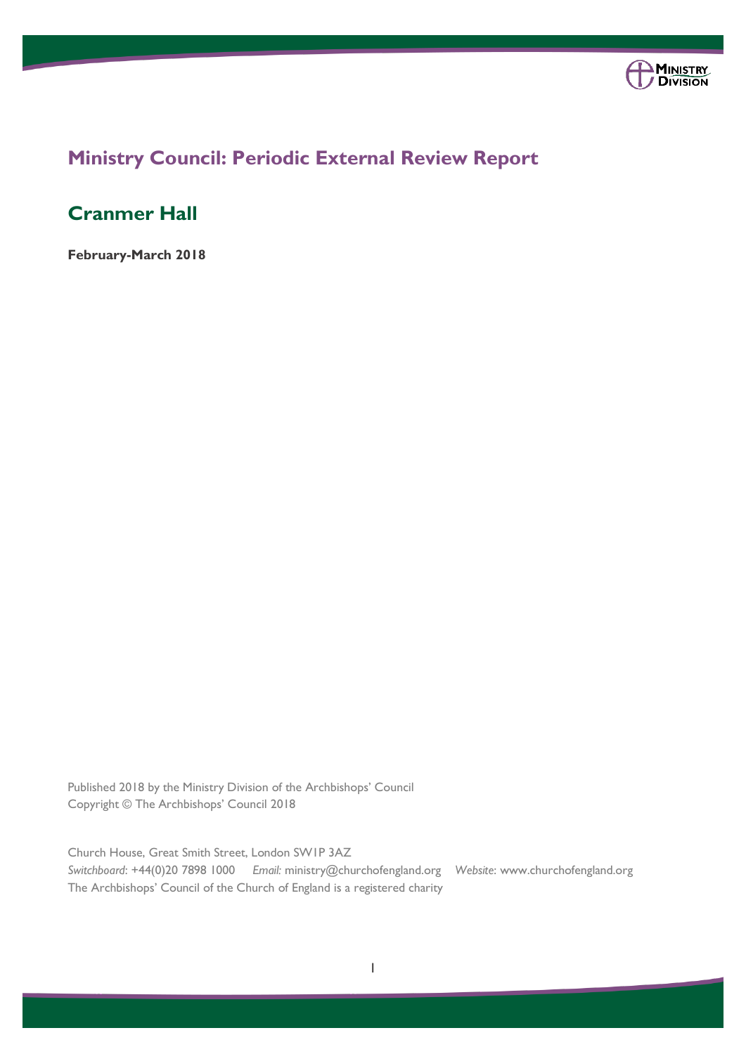# Ministry Council: Periodic External Review Report

## Cranmer Hall

**February-March 2018**

Published 2018 by the Ministry Division of the Archbishops' Council
Copyright © The Archbishops' Council 2018

Church House, Great Smith Street, London SW1P 3AZ
*Switchboard*: +44(0)20 7898 1000 *Email:* ministry@churchofengland.org *Website*: www.churchofengland.org
The Archbishops' Council of the Church of England is a registered charity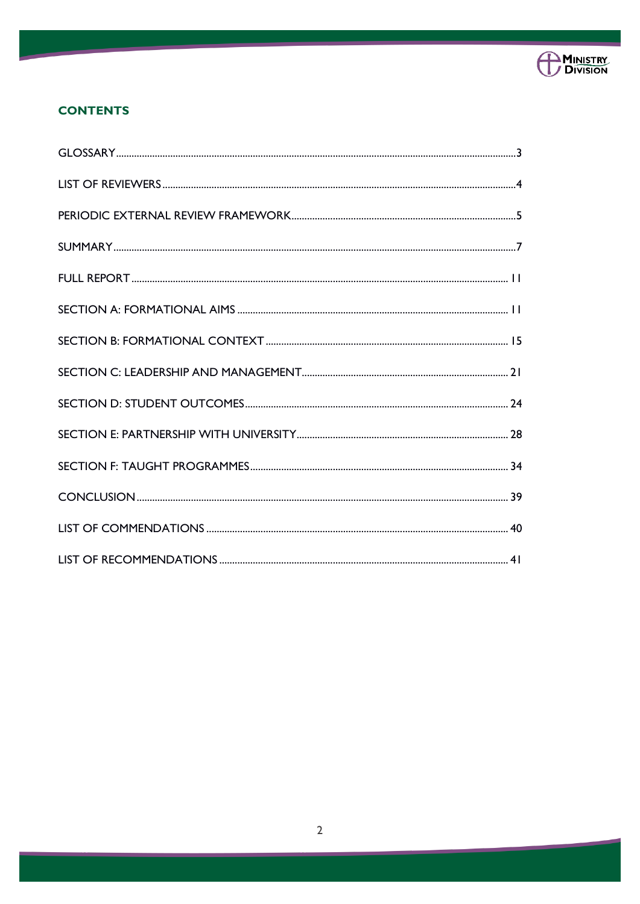## CONTENTS

GLOSSARY ..... 3

LIST OF REVIEWERS ..... 4

PERIODIC EXTERNAL REVIEW FRAMEWORK ..... 5

SUMMARY ..... 7

FULL REPORT ..... 11

SECTION A: FORMATIONAL AIMS ..... 11

SECTION B: FORMATIONAL CONTEXT ..... 15

SECTION C: LEADERSHIP AND MANAGEMENT ..... 21

SECTION D: STUDENT OUTCOMES ..... 24

SECTION E: PARTNERSHIP WITH UNIVERSITY ..... 28

SECTION F: TAUGHT PROGRAMMES ..... 34

CONCLUSION ..... 39

LIST OF COMMENDATIONS ..... 40

LIST OF RECOMMENDATIONS ..... 41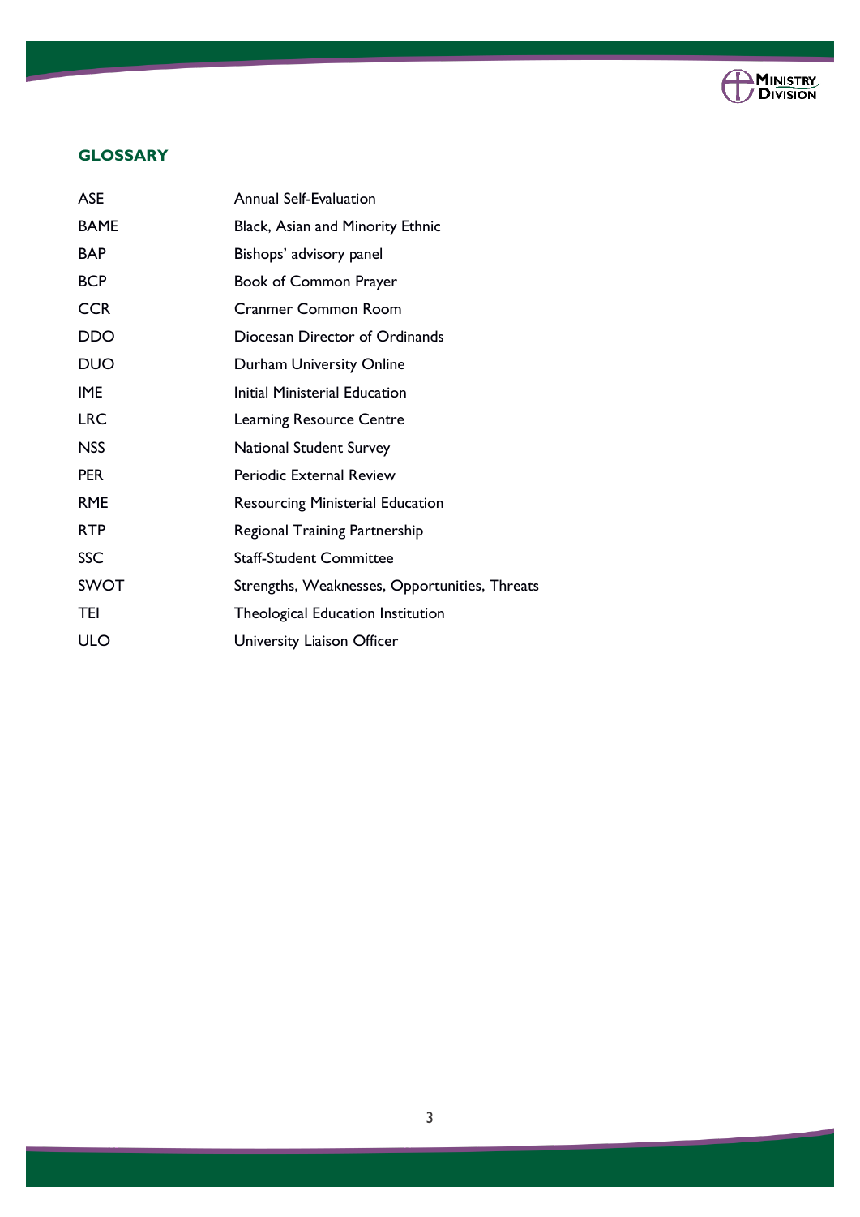## GLOSSARY

| | |
|---|---|
| ASE | Annual Self-Evaluation |
| BAME | Black, Asian and Minority Ethnic |
| BAP | Bishops' advisory panel |
| BCP | Book of Common Prayer |
| CCR | Cranmer Common Room |
| DDO | Diocesan Director of Ordinands |
| DUO | Durham University Online |
| IME | Initial Ministerial Education |
| LRC | Learning Resource Centre |
| NSS | National Student Survey |
| PER | Periodic External Review |
| RME | Resourcing Ministerial Education |
| RTP | Regional Training Partnership |
| SSC | Staff-Student Committee |
| SWOT | Strengths, Weaknesses, Opportunities, Threats |
| TEI | Theological Education Institution |
| ULO | University Liaison Officer |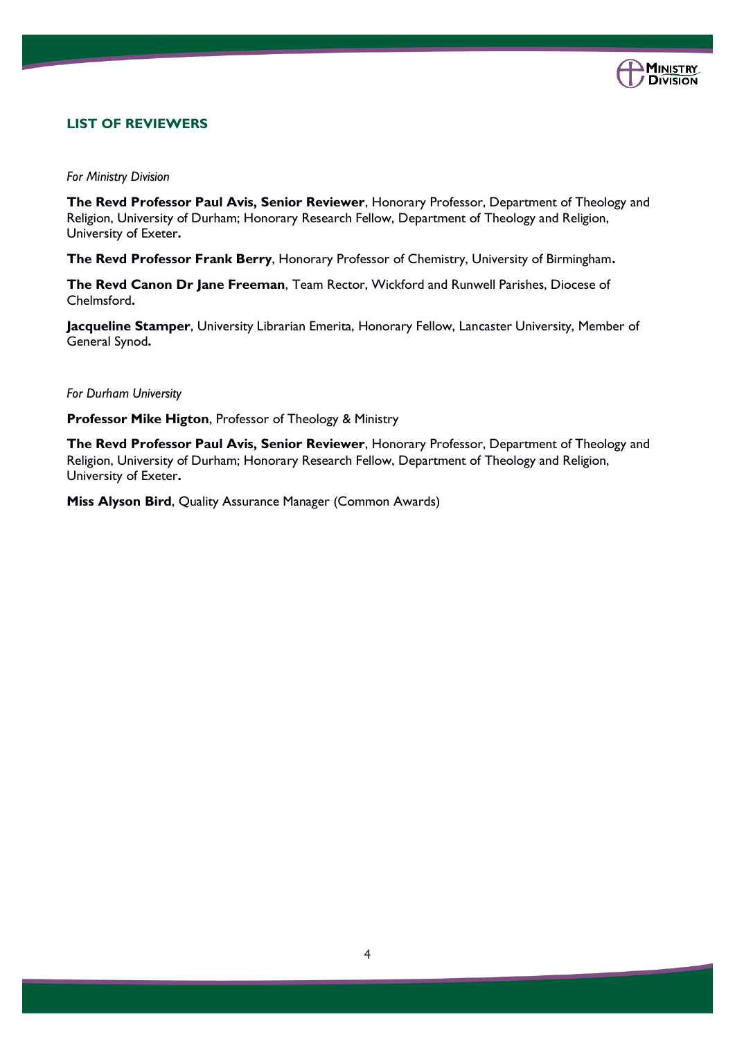## LIST OF REVIEWERS

*For Ministry Division*

**The Revd Professor Paul Avis, Senior Reviewer**, Honorary Professor, Department of Theology and Religion, University of Durham; Honorary Research Fellow, Department of Theology and Religion, University of Exeter**.**

**The Revd Professor Frank Berry**, Honorary Professor of Chemistry, University of Birmingham**.**

**The Revd Canon Dr Jane Freeman**, Team Rector, Wickford and Runwell Parishes, Diocese of Chelmsford**.**

**Jacqueline Stamper**, University Librarian Emerita, Honorary Fellow, Lancaster University, Member of General Synod**.**

*For Durham University*

**Professor Mike Higton**, Professor of Theology & Ministry

**The Revd Professor Paul Avis, Senior Reviewer**, Honorary Professor, Department of Theology and Religion, University of Durham; Honorary Research Fellow, Department of Theology and Religion, University of Exeter**.**

**Miss Alyson Bird**, Quality Assurance Manager (Common Awards)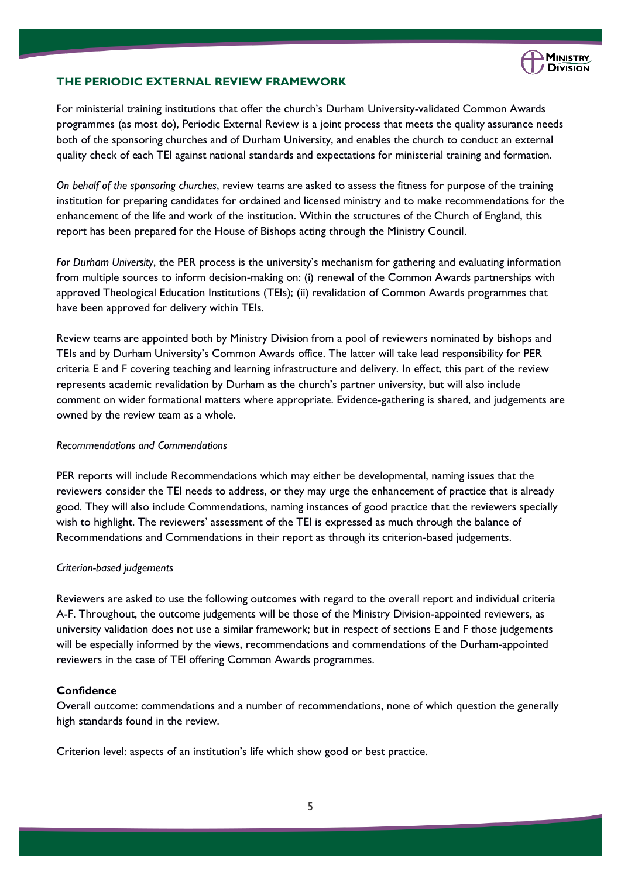## THE PERIODIC EXTERNAL REVIEW FRAMEWORK

For ministerial training institutions that offer the church's Durham University-validated Common Awards programmes (as most do), Periodic External Review is a joint process that meets the quality assurance needs both of the sponsoring churches and of Durham University, and enables the church to conduct an external quality check of each TEI against national standards and expectations for ministerial training and formation.

*On behalf of the sponsoring churches*, review teams are asked to assess the fitness for purpose of the training institution for preparing candidates for ordained and licensed ministry and to make recommendations for the enhancement of the life and work of the institution. Within the structures of the Church of England, this report has been prepared for the House of Bishops acting through the Ministry Council.

*For Durham University*, the PER process is the university's mechanism for gathering and evaluating information from multiple sources to inform decision-making on: (i) renewal of the Common Awards partnerships with approved Theological Education Institutions (TEIs); (ii) revalidation of Common Awards programmes that have been approved for delivery within TEIs.

Review teams are appointed both by Ministry Division from a pool of reviewers nominated by bishops and TEIs and by Durham University's Common Awards office. The latter will take lead responsibility for PER criteria E and F covering teaching and learning infrastructure and delivery. In effect, this part of the review represents academic revalidation by Durham as the church's partner university, but will also include comment on wider formational matters where appropriate. Evidence-gathering is shared, and judgements are owned by the review team as a whole.

*Recommendations and Commendations*

PER reports will include Recommendations which may either be developmental, naming issues that the reviewers consider the TEI needs to address, or they may urge the enhancement of practice that is already good. They will also include Commendations, naming instances of good practice that the reviewers specially wish to highlight. The reviewers' assessment of the TEI is expressed as much through the balance of Recommendations and Commendations in their report as through its criterion-based judgements.

*Criterion-based judgements*

Reviewers are asked to use the following outcomes with regard to the overall report and individual criteria A-F. Throughout, the outcome judgements will be those of the Ministry Division-appointed reviewers, as university validation does not use a similar framework; but in respect of sections E and F those judgements will be especially informed by the views, recommendations and commendations of the Durham-appointed reviewers in the case of TEI offering Common Awards programmes.

**Confidence**
Overall outcome: commendations and a number of recommendations, none of which question the generally high standards found in the review.

Criterion level: aspects of an institution's life which show good or best practice.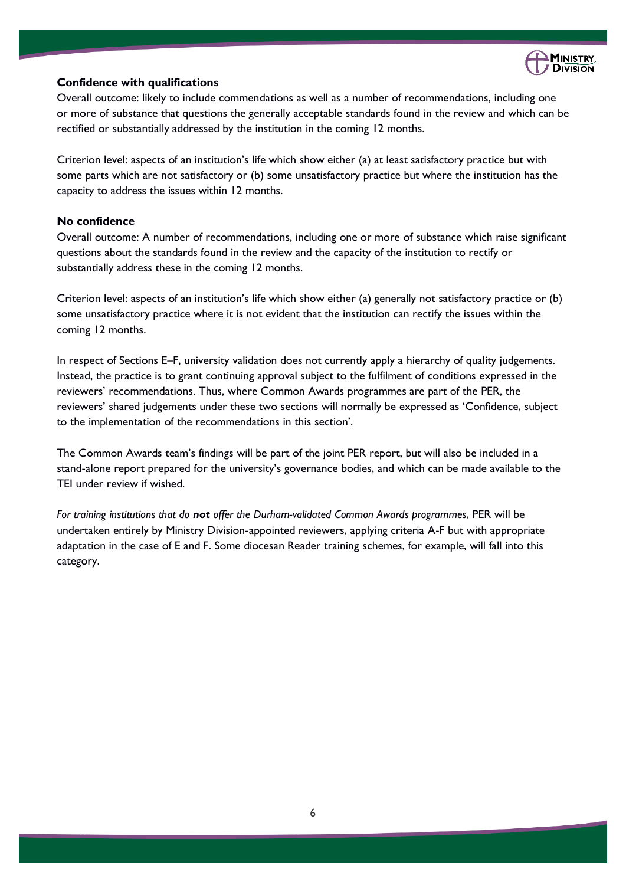**Confidence with qualifications**

Overall outcome: likely to include commendations as well as a number of recommendations, including one or more of substance that questions the generally acceptable standards found in the review and which can be rectified or substantially addressed by the institution in the coming 12 months.

Criterion level: aspects of an institution's life which show either (a) at least satisfactory practice but with some parts which are not satisfactory or (b) some unsatisfactory practice but where the institution has the capacity to address the issues within 12 months.

**No confidence**

Overall outcome: A number of recommendations, including one or more of substance which raise significant questions about the standards found in the review and the capacity of the institution to rectify or substantially address these in the coming 12 months.

Criterion level: aspects of an institution's life which show either (a) generally not satisfactory practice or (b) some unsatisfactory practice where it is not evident that the institution can rectify the issues within the coming 12 months.

In respect of Sections E–F, university validation does not currently apply a hierarchy of quality judgements. Instead, the practice is to grant continuing approval subject to the fulfilment of conditions expressed in the reviewers' recommendations. Thus, where Common Awards programmes are part of the PER, the reviewers' shared judgements under these two sections will normally be expressed as 'Confidence, subject to the implementation of the recommendations in this section'.

The Common Awards team's findings will be part of the joint PER report, but will also be included in a stand-alone report prepared for the university's governance bodies, and which can be made available to the TEI under review if wished.

*For training institutions that do **not** offer the Durham-validated Common Awards programmes*, PER will be undertaken entirely by Ministry Division-appointed reviewers, applying criteria A-F but with appropriate adaptation in the case of E and F. Some diocesan Reader training schemes, for example, will fall into this category.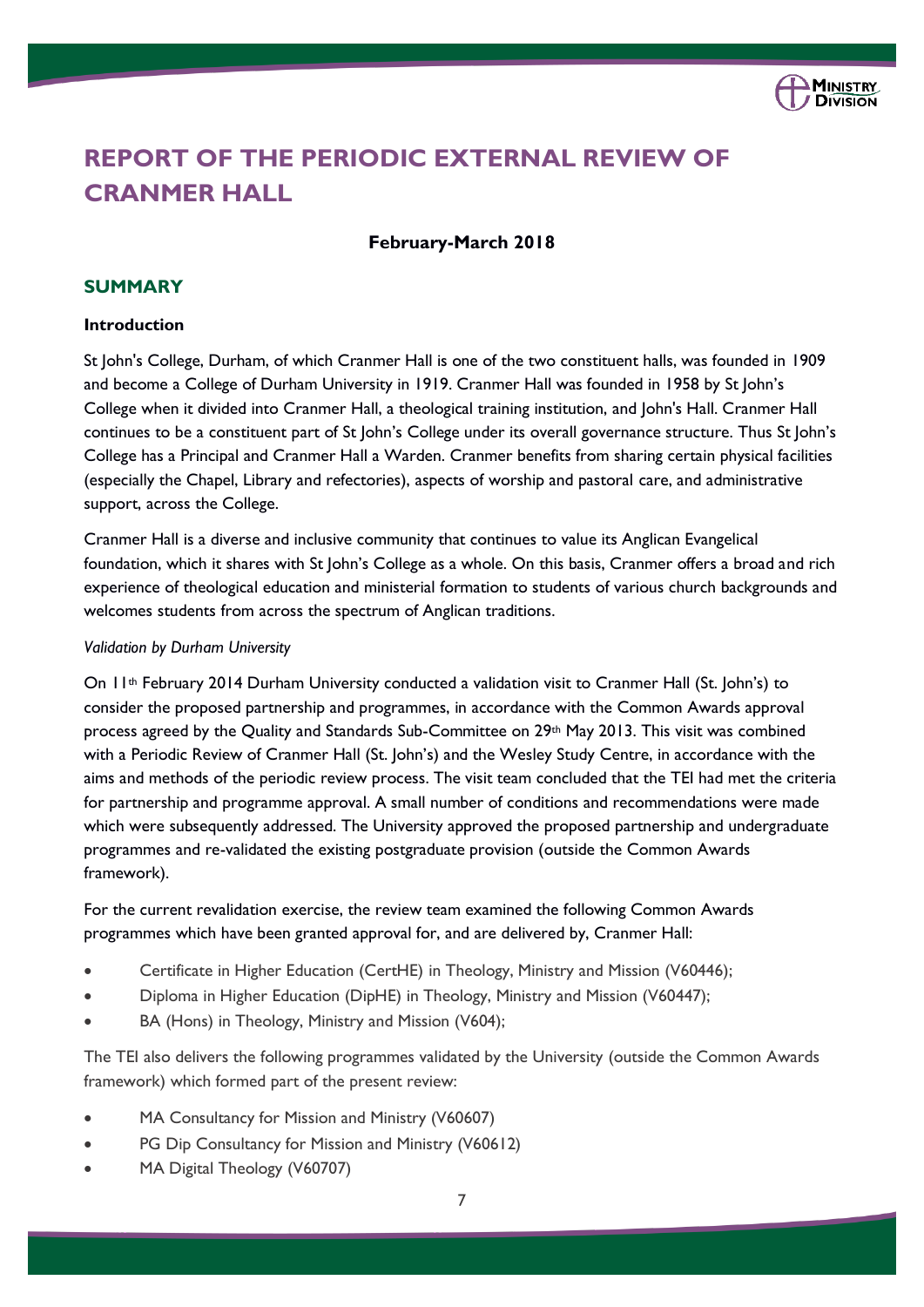# REPORT OF THE PERIODIC EXTERNAL REVIEW OF CRANMER HALL

**February-March 2018**

## SUMMARY

### Introduction

St John's College, Durham, of which Cranmer Hall is one of the two constituent halls, was founded in 1909 and become a College of Durham University in 1919. Cranmer Hall was founded in 1958 by St John's College when it divided into Cranmer Hall, a theological training institution, and John's Hall. Cranmer Hall continues to be a constituent part of St John's College under its overall governance structure. Thus St John's College has a Principal and Cranmer Hall a Warden. Cranmer benefits from sharing certain physical facilities (especially the Chapel, Library and refectories), aspects of worship and pastoral care, and administrative support, across the College.

Cranmer Hall is a diverse and inclusive community that continues to value its Anglican Evangelical foundation, which it shares with St John's College as a whole. On this basis, Cranmer offers a broad and rich experience of theological education and ministerial formation to students of various church backgrounds and welcomes students from across the spectrum of Anglican traditions.

*Validation by Durham University*

On 11th February 2014 Durham University conducted a validation visit to Cranmer Hall (St. John's) to consider the proposed partnership and programmes, in accordance with the Common Awards approval process agreed by the Quality and Standards Sub-Committee on 29th May 2013. This visit was combined with a Periodic Review of Cranmer Hall (St. John's) and the Wesley Study Centre, in accordance with the aims and methods of the periodic review process. The visit team concluded that the TEI had met the criteria for partnership and programme approval. A small number of conditions and recommendations were made which were subsequently addressed. The University approved the proposed partnership and undergraduate programmes and re-validated the existing postgraduate provision (outside the Common Awards framework).

For the current revalidation exercise, the review team examined the following Common Awards programmes which have been granted approval for, and are delivered by, Cranmer Hall:

- Certificate in Higher Education (CertHE) in Theology, Ministry and Mission (V60446);
- Diploma in Higher Education (DipHE) in Theology, Ministry and Mission (V60447);
- BA (Hons) in Theology, Ministry and Mission (V604);

The TEI also delivers the following programmes validated by the University (outside the Common Awards framework) which formed part of the present review:

- MA Consultancy for Mission and Ministry (V60607)
- PG Dip Consultancy for Mission and Ministry (V60612)
- MA Digital Theology (V60707)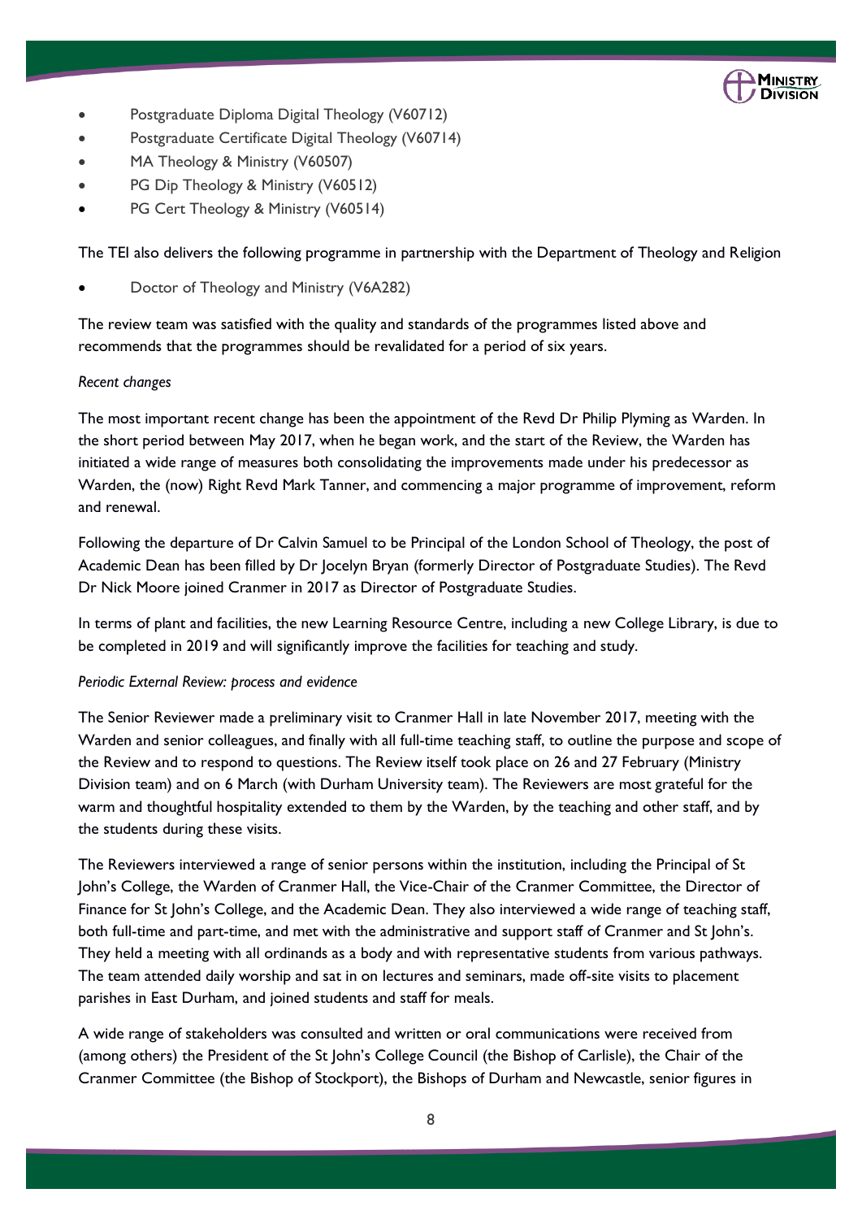- Postgraduate Diploma Digital Theology (V60712)
- Postgraduate Certificate Digital Theology (V60714)
- MA Theology & Ministry (V60507)
- PG Dip Theology & Ministry (V60512)
- PG Cert Theology & Ministry (V60514)

The TEI also delivers the following programme in partnership with the Department of Theology and Religion

- Doctor of Theology and Ministry (V6A282)

The review team was satisfied with the quality and standards of the programmes listed above and recommends that the programmes should be revalidated for a period of six years.

*Recent changes*

The most important recent change has been the appointment of the Revd Dr Philip Plyming as Warden. In the short period between May 2017, when he began work, and the start of the Review, the Warden has initiated a wide range of measures both consolidating the improvements made under his predecessor as Warden, the (now) Right Revd Mark Tanner, and commencing a major programme of improvement, reform and renewal.

Following the departure of Dr Calvin Samuel to be Principal of the London School of Theology, the post of Academic Dean has been filled by Dr Jocelyn Bryan (formerly Director of Postgraduate Studies). The Revd Dr Nick Moore joined Cranmer in 2017 as Director of Postgraduate Studies.

In terms of plant and facilities, the new Learning Resource Centre, including a new College Library, is due to be completed in 2019 and will significantly improve the facilities for teaching and study.

*Periodic External Review: process and evidence*

The Senior Reviewer made a preliminary visit to Cranmer Hall in late November 2017, meeting with the Warden and senior colleagues, and finally with all full-time teaching staff, to outline the purpose and scope of the Review and to respond to questions. The Review itself took place on 26 and 27 February (Ministry Division team) and on 6 March (with Durham University team). The Reviewers are most grateful for the warm and thoughtful hospitality extended to them by the Warden, by the teaching and other staff, and by the students during these visits.

The Reviewers interviewed a range of senior persons within the institution, including the Principal of St John's College, the Warden of Cranmer Hall, the Vice-Chair of the Cranmer Committee, the Director of Finance for St John's College, and the Academic Dean. They also interviewed a wide range of teaching staff, both full-time and part-time, and met with the administrative and support staff of Cranmer and St John's. They held a meeting with all ordinands as a body and with representative students from various pathways. The team attended daily worship and sat in on lectures and seminars, made off-site visits to placement parishes in East Durham, and joined students and staff for meals.

A wide range of stakeholders was consulted and written or oral communications were received from (among others) the President of the St John's College Council (the Bishop of Carlisle), the Chair of the Cranmer Committee (the Bishop of Stockport), the Bishops of Durham and Newcastle, senior figures in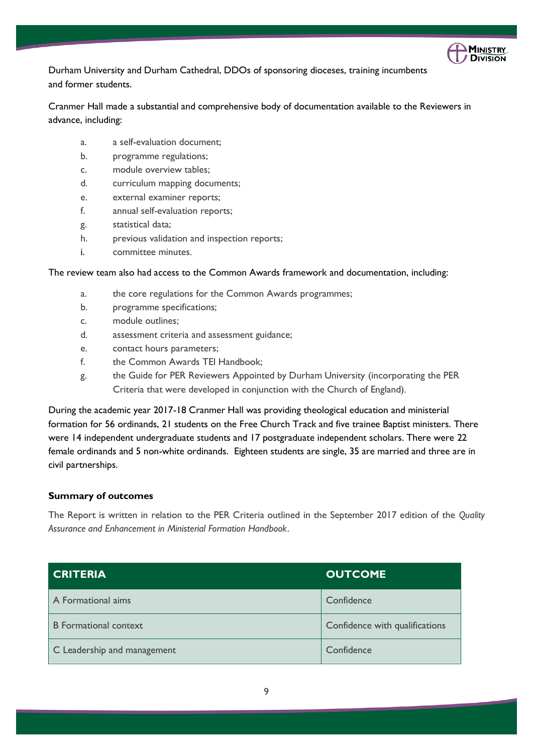Durham University and Durham Cathedral, DDOs of sponsoring dioceses, training incumbents and former students.

Cranmer Hall made a substantial and comprehensive body of documentation available to the Reviewers in advance, including:

a. a self-evaluation document;
b. programme regulations;
c. module overview tables;
d. curriculum mapping documents;
e. external examiner reports;
f. annual self-evaluation reports;
g. statistical data;
h. previous validation and inspection reports;
i. committee minutes.

The review team also had access to the Common Awards framework and documentation, including:

a. the core regulations for the Common Awards programmes;
b. programme specifications;
c. module outlines;
d. assessment criteria and assessment guidance;
e. contact hours parameters;
f. the Common Awards TEI Handbook;
g. the Guide for PER Reviewers Appointed by Durham University (incorporating the PER Criteria that were developed in conjunction with the Church of England).

During the academic year 2017-18 Cranmer Hall was providing theological education and ministerial formation for 56 ordinands, 21 students on the Free Church Track and five trainee Baptist ministers. There were 14 independent undergraduate students and 17 postgraduate independent scholars. There were 22 female ordinands and 5 non-white ordinands. Eighteen students are single, 35 are married and three are in civil partnerships.

**Summary of outcomes**

The Report is written in relation to the PER Criteria outlined in the September 2017 edition of the *Quality Assurance and Enhancement in Ministerial Formation Handbook*.

| CRITERIA | OUTCOME |
|---|---|
| A Formational aims | Confidence |
| B Formational context | Confidence with qualifications |
| C Leadership and management | Confidence |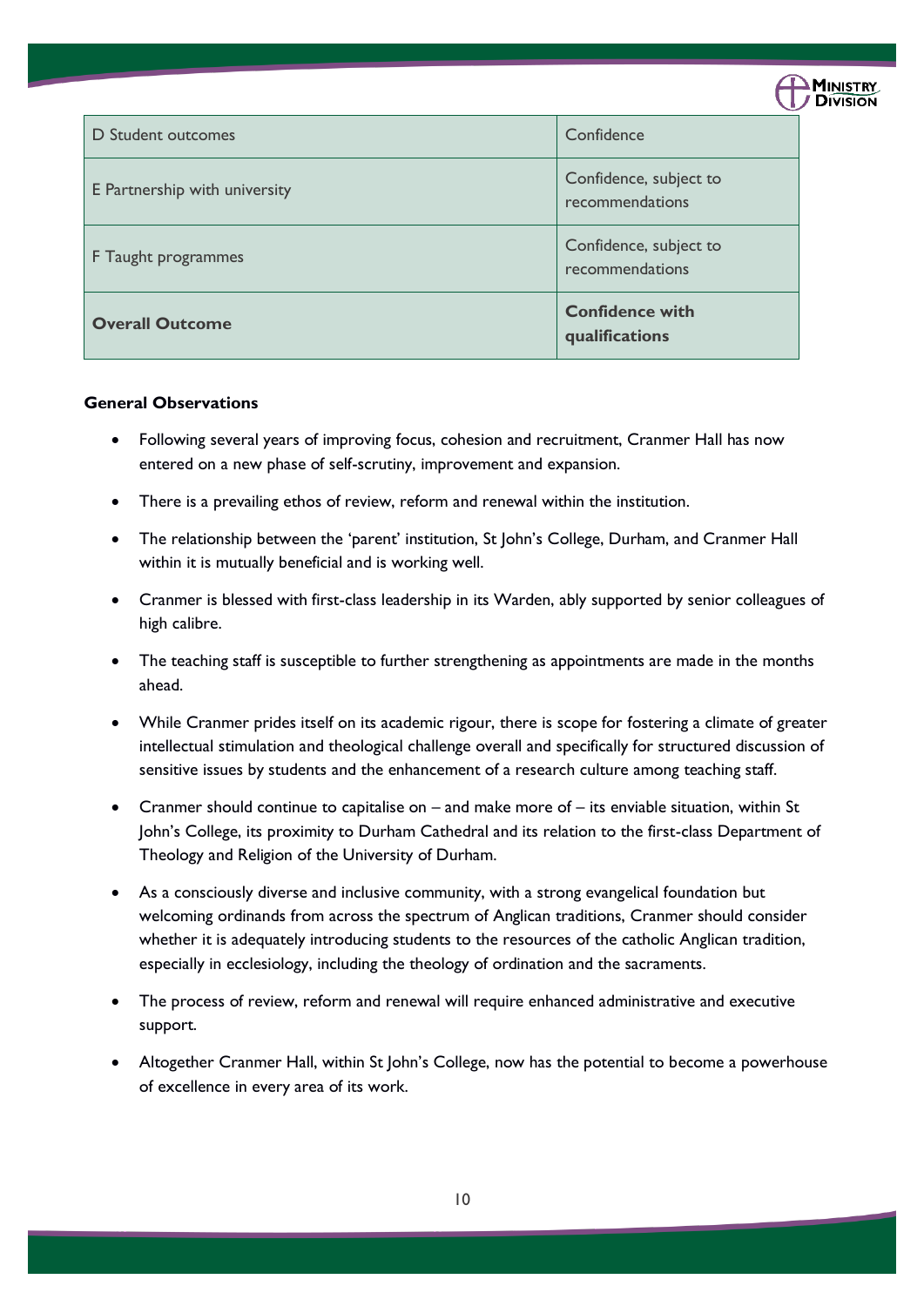| D Student outcomes | Confidence |
|---|---|
| E Partnership with university | Confidence, subject to recommendations |
| F Taught programmes | Confidence, subject to recommendations |
| **Overall Outcome** | **Confidence with qualifications** |

**General Observations**

- Following several years of improving focus, cohesion and recruitment, Cranmer Hall has now entered on a new phase of self-scrutiny, improvement and expansion.
- There is a prevailing ethos of review, reform and renewal within the institution.
- The relationship between the 'parent' institution, St John's College, Durham, and Cranmer Hall within it is mutually beneficial and is working well.
- Cranmer is blessed with first-class leadership in its Warden, ably supported by senior colleagues of high calibre.
- The teaching staff is susceptible to further strengthening as appointments are made in the months ahead.
- While Cranmer prides itself on its academic rigour, there is scope for fostering a climate of greater intellectual stimulation and theological challenge overall and specifically for structured discussion of sensitive issues by students and the enhancement of a research culture among teaching staff.
- Cranmer should continue to capitalise on – and make more of – its enviable situation, within St John's College, its proximity to Durham Cathedral and its relation to the first-class Department of Theology and Religion of the University of Durham.
- As a consciously diverse and inclusive community, with a strong evangelical foundation but welcoming ordinands from across the spectrum of Anglican traditions, Cranmer should consider whether it is adequately introducing students to the resources of the catholic Anglican tradition, especially in ecclesiology, including the theology of ordination and the sacraments.
- The process of review, reform and renewal will require enhanced administrative and executive support.
- Altogether Cranmer Hall, within St John's College, now has the potential to become a powerhouse of excellence in every area of its work.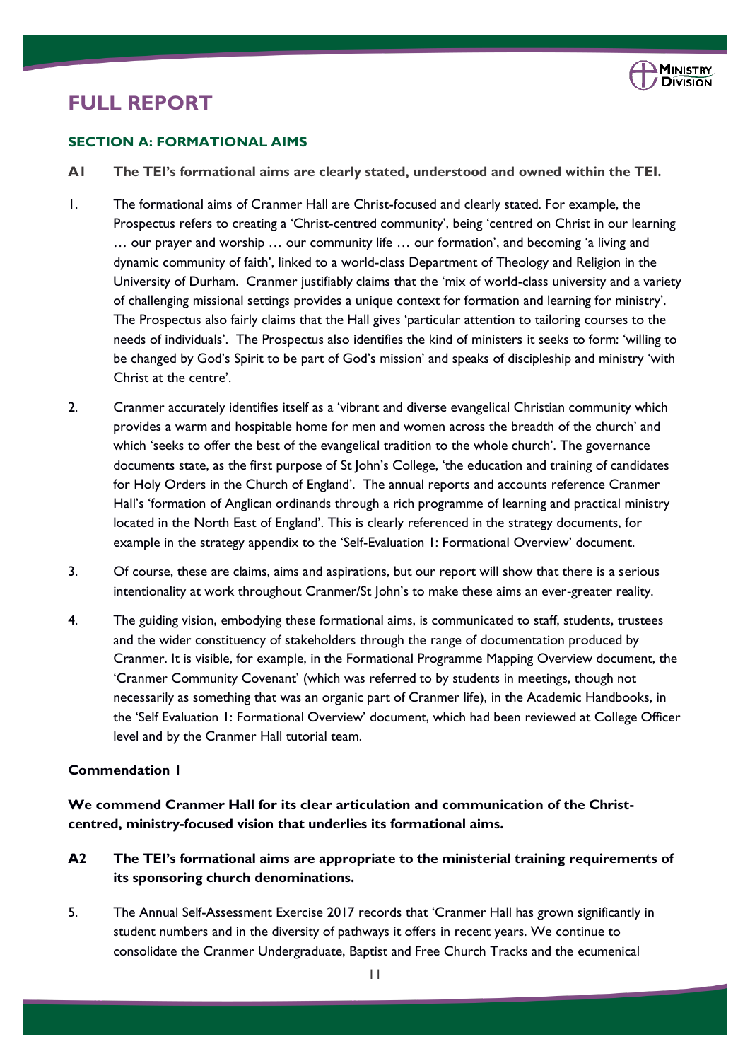# FULL REPORT

## SECTION A: FORMATIONAL AIMS

**A1 The TEI's formational aims are clearly stated, understood and owned within the TEI.**

1. The formational aims of Cranmer Hall are Christ-focused and clearly stated. For example, the Prospectus refers to creating a 'Christ-centred community', being 'centred on Christ in our learning … our prayer and worship … our community life … our formation', and becoming 'a living and dynamic community of faith', linked to a world-class Department of Theology and Religion in the University of Durham. Cranmer justifiably claims that the 'mix of world-class university and a variety of challenging missional settings provides a unique context for formation and learning for ministry'. The Prospectus also fairly claims that the Hall gives 'particular attention to tailoring courses to the needs of individuals'. The Prospectus also identifies the kind of ministers it seeks to form: 'willing to be changed by God's Spirit to be part of God's mission' and speaks of discipleship and ministry 'with Christ at the centre'.

2. Cranmer accurately identifies itself as a 'vibrant and diverse evangelical Christian community which provides a warm and hospitable home for men and women across the breadth of the church' and which 'seeks to offer the best of the evangelical tradition to the whole church'. The governance documents state, as the first purpose of St John's College, 'the education and training of candidates for Holy Orders in the Church of England'. The annual reports and accounts reference Cranmer Hall's 'formation of Anglican ordinands through a rich programme of learning and practical ministry located in the North East of England'. This is clearly referenced in the strategy documents, for example in the strategy appendix to the 'Self-Evaluation 1: Formational Overview' document.

3. Of course, these are claims, aims and aspirations, but our report will show that there is a serious intentionality at work throughout Cranmer/St John's to make these aims an ever-greater reality.

4. The guiding vision, embodying these formational aims, is communicated to staff, students, trustees and the wider constituency of stakeholders through the range of documentation produced by Cranmer. It is visible, for example, in the Formational Programme Mapping Overview document, the 'Cranmer Community Covenant' (which was referred to by students in meetings, though not necessarily as something that was an organic part of Cranmer life), in the Academic Handbooks, in the 'Self Evaluation 1: Formational Overview' document, which had been reviewed at College Officer level and by the Cranmer Hall tutorial team.

**Commendation 1**

**We commend Cranmer Hall for its clear articulation and communication of the Christ-centred, ministry-focused vision that underlies its formational aims.**

**A2 The TEI's formational aims are appropriate to the ministerial training requirements of its sponsoring church denominations.**

5. The Annual Self-Assessment Exercise 2017 records that 'Cranmer Hall has grown significantly in student numbers and in the diversity of pathways it offers in recent years. We continue to consolidate the Cranmer Undergraduate, Baptist and Free Church Tracks and the ecumenical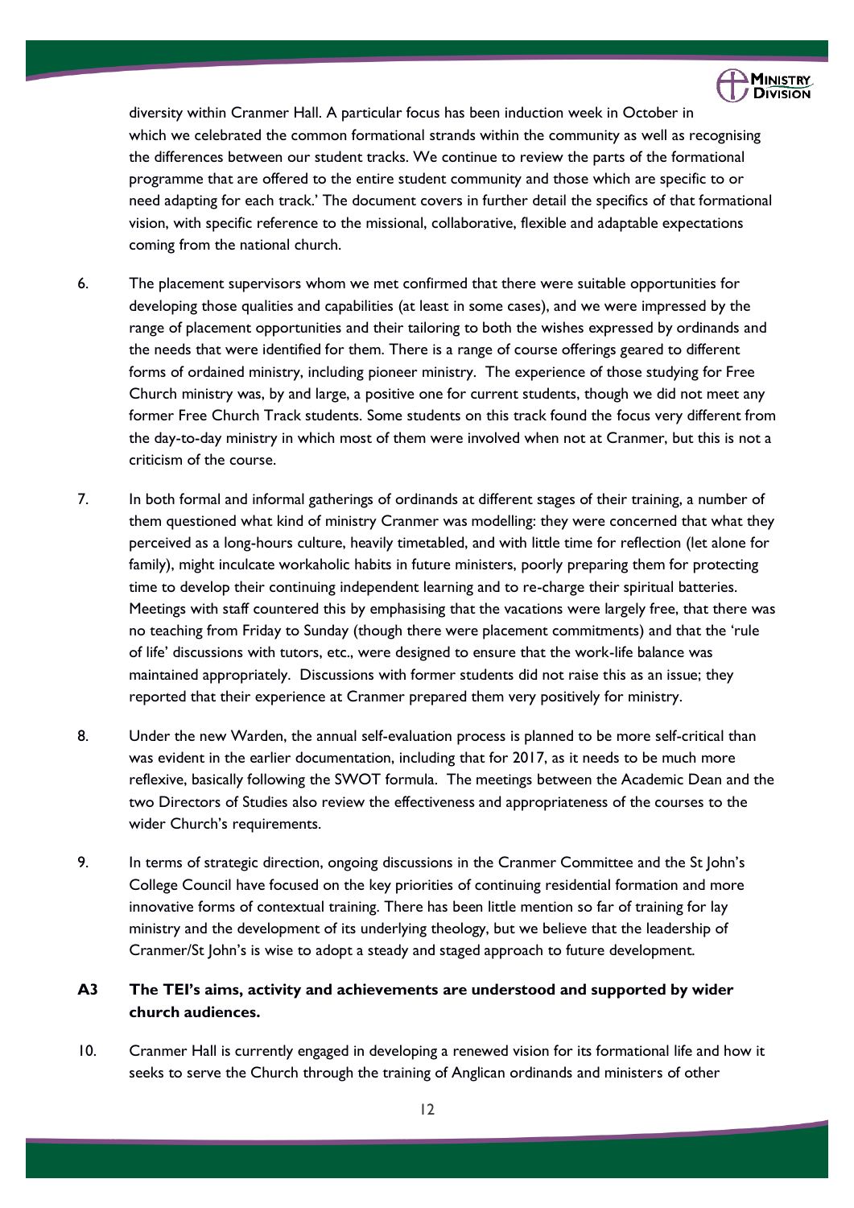diversity within Cranmer Hall. A particular focus has been induction week in October in which we celebrated the common formational strands within the community as well as recognising the differences between our student tracks. We continue to review the parts of the formational programme that are offered to the entire student community and those which are specific to or need adapting for each track.' The document covers in further detail the specifics of that formational vision, with specific reference to the missional, collaborative, flexible and adaptable expectations coming from the national church.

6. The placement supervisors whom we met confirmed that there were suitable opportunities for developing those qualities and capabilities (at least in some cases), and we were impressed by the range of placement opportunities and their tailoring to both the wishes expressed by ordinands and the needs that were identified for them. There is a range of course offerings geared to different forms of ordained ministry, including pioneer ministry. The experience of those studying for Free Church ministry was, by and large, a positive one for current students, though we did not meet any former Free Church Track students. Some students on this track found the focus very different from the day-to-day ministry in which most of them were involved when not at Cranmer, but this is not a criticism of the course.

7. In both formal and informal gatherings of ordinands at different stages of their training, a number of them questioned what kind of ministry Cranmer was modelling: they were concerned that what they perceived as a long-hours culture, heavily timetabled, and with little time for reflection (let alone for family), might inculcate workaholic habits in future ministers, poorly preparing them for protecting time to develop their continuing independent learning and to re-charge their spiritual batteries. Meetings with staff countered this by emphasising that the vacations were largely free, that there was no teaching from Friday to Sunday (though there were placement commitments) and that the 'rule of life' discussions with tutors, etc., were designed to ensure that the work-life balance was maintained appropriately. Discussions with former students did not raise this as an issue; they reported that their experience at Cranmer prepared them very positively for ministry.

8. Under the new Warden, the annual self-evaluation process is planned to be more self-critical than was evident in the earlier documentation, including that for 2017, as it needs to be much more reflexive, basically following the SWOT formula. The meetings between the Academic Dean and the two Directors of Studies also review the effectiveness and appropriateness of the courses to the wider Church's requirements.

9. In terms of strategic direction, ongoing discussions in the Cranmer Committee and the St John's College Council have focused on the key priorities of continuing residential formation and more innovative forms of contextual training. There has been little mention so far of training for lay ministry and the development of its underlying theology, but we believe that the leadership of Cranmer/St John's is wise to adopt a steady and staged approach to future development.

**A3 The TEI's aims, activity and achievements are understood and supported by wider church audiences.**

10. Cranmer Hall is currently engaged in developing a renewed vision for its formational life and how it seeks to serve the Church through the training of Anglican ordinands and ministers of other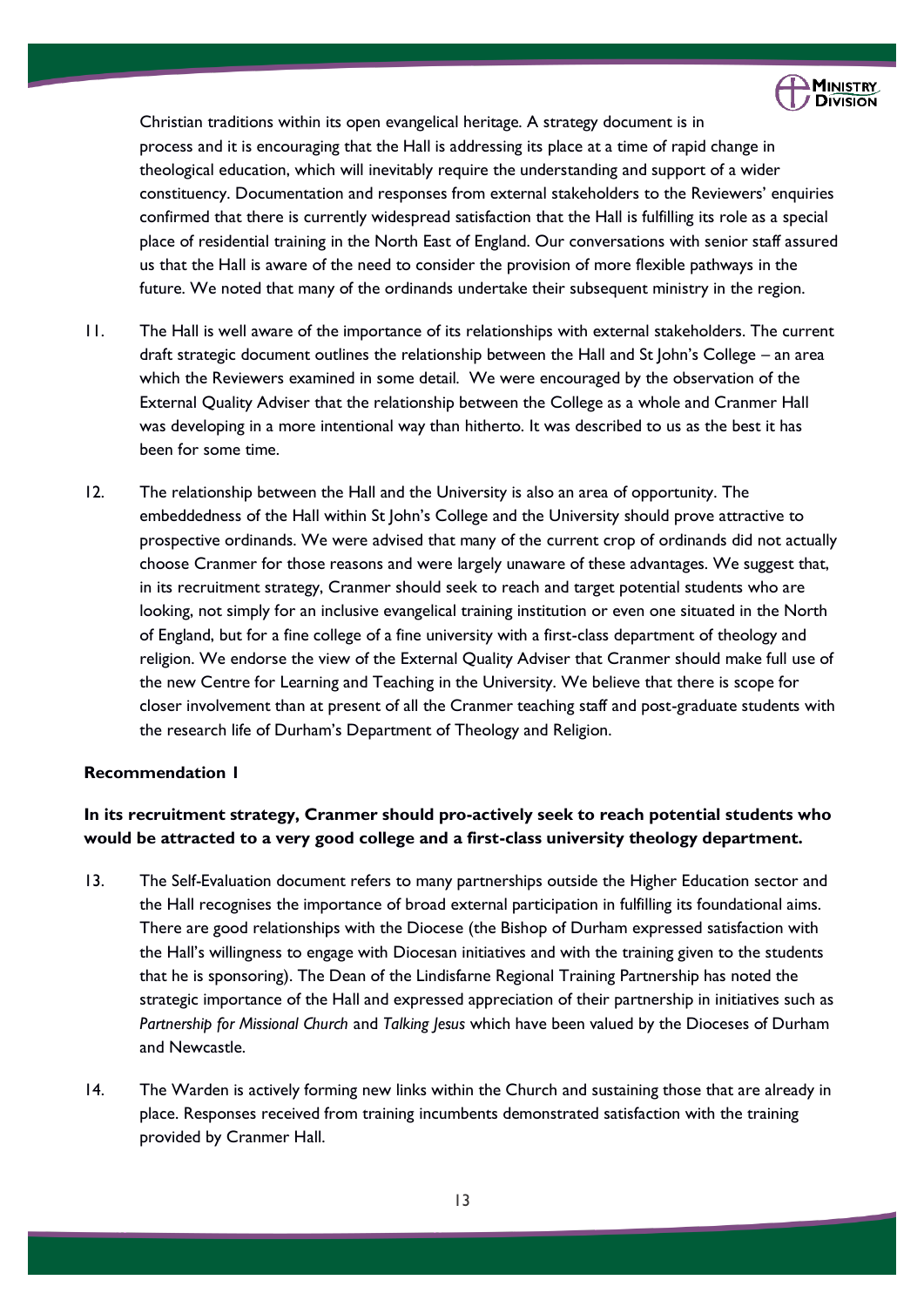Christian traditions within its open evangelical heritage. A strategy document is in process and it is encouraging that the Hall is addressing its place at a time of rapid change in theological education, which will inevitably require the understanding and support of a wider constituency. Documentation and responses from external stakeholders to the Reviewers' enquiries confirmed that there is currently widespread satisfaction that the Hall is fulfilling its role as a special place of residential training in the North East of England. Our conversations with senior staff assured us that the Hall is aware of the need to consider the provision of more flexible pathways in the future. We noted that many of the ordinands undertake their subsequent ministry in the region.

11. The Hall is well aware of the importance of its relationships with external stakeholders. The current draft strategic document outlines the relationship between the Hall and St John's College – an area which the Reviewers examined in some detail. We were encouraged by the observation of the External Quality Adviser that the relationship between the College as a whole and Cranmer Hall was developing in a more intentional way than hitherto. It was described to us as the best it has been for some time.

12. The relationship between the Hall and the University is also an area of opportunity. The embeddedness of the Hall within St John's College and the University should prove attractive to prospective ordinands. We were advised that many of the current crop of ordinands did not actually choose Cranmer for those reasons and were largely unaware of these advantages. We suggest that, in its recruitment strategy, Cranmer should seek to reach and target potential students who are looking, not simply for an inclusive evangelical training institution or even one situated in the North of England, but for a fine college of a fine university with a first-class department of theology and religion. We endorse the view of the External Quality Adviser that Cranmer should make full use of the new Centre for Learning and Teaching in the University. We believe that there is scope for closer involvement than at present of all the Cranmer teaching staff and post-graduate students with the research life of Durham's Department of Theology and Religion.

**Recommendation 1**

**In its recruitment strategy, Cranmer should pro-actively seek to reach potential students who would be attracted to a very good college and a first-class university theology department.**

13. The Self-Evaluation document refers to many partnerships outside the Higher Education sector and the Hall recognises the importance of broad external participation in fulfilling its foundational aims. There are good relationships with the Diocese (the Bishop of Durham expressed satisfaction with the Hall's willingness to engage with Diocesan initiatives and with the training given to the students that he is sponsoring). The Dean of the Lindisfarne Regional Training Partnership has noted the strategic importance of the Hall and expressed appreciation of their partnership in initiatives such as *Partnership for Missional Church* and *Talking Jesus* which have been valued by the Dioceses of Durham and Newcastle.

14. The Warden is actively forming new links within the Church and sustaining those that are already in place. Responses received from training incumbents demonstrated satisfaction with the training provided by Cranmer Hall.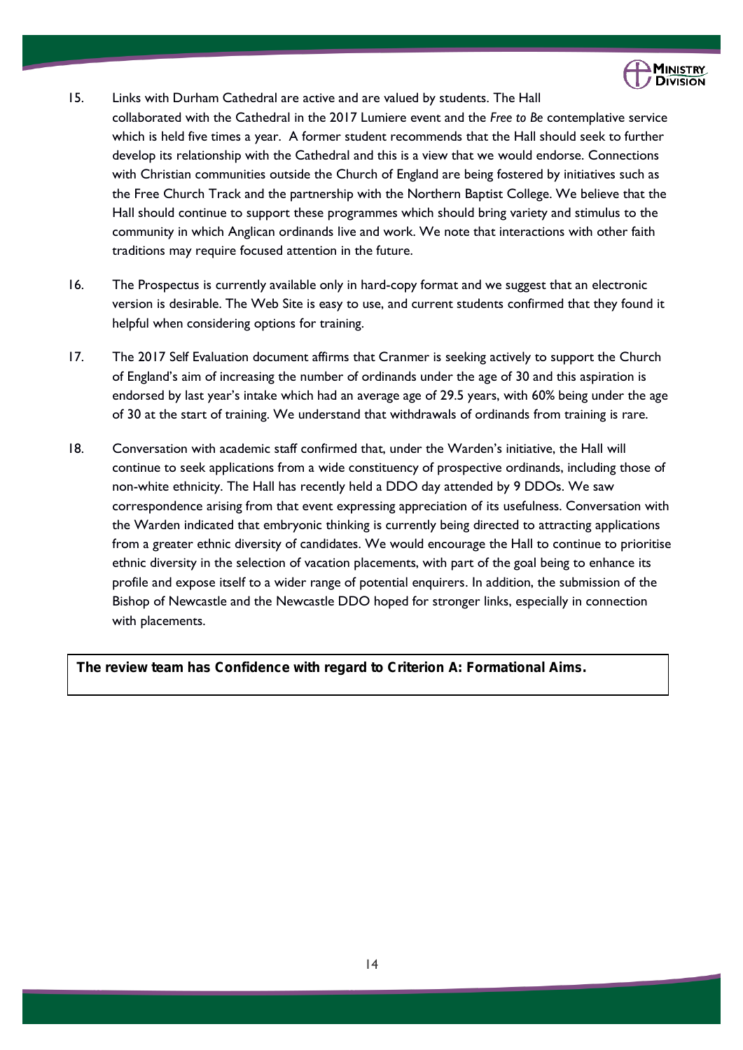15. Links with Durham Cathedral are active and are valued by students. The Hall collaborated with the Cathedral in the 2017 Lumiere event and the *Free to Be* contemplative service which is held five times a year. A former student recommends that the Hall should seek to further develop its relationship with the Cathedral and this is a view that we would endorse. Connections with Christian communities outside the Church of England are being fostered by initiatives such as the Free Church Track and the partnership with the Northern Baptist College. We believe that the Hall should continue to support these programmes which should bring variety and stimulus to the community in which Anglican ordinands live and work. We note that interactions with other faith traditions may require focused attention in the future.

16. The Prospectus is currently available only in hard-copy format and we suggest that an electronic version is desirable. The Web Site is easy to use, and current students confirmed that they found it helpful when considering options for training.

17. The 2017 Self Evaluation document affirms that Cranmer is seeking actively to support the Church of England's aim of increasing the number of ordinands under the age of 30 and this aspiration is endorsed by last year's intake which had an average age of 29.5 years, with 60% being under the age of 30 at the start of training. We understand that withdrawals of ordinands from training is rare.

18. Conversation with academic staff confirmed that, under the Warden's initiative, the Hall will continue to seek applications from a wide constituency of prospective ordinands, including those of non-white ethnicity. The Hall has recently held a DDO day attended by 9 DDOs. We saw correspondence arising from that event expressing appreciation of its usefulness. Conversation with the Warden indicated that embryonic thinking is currently being directed to attracting applications from a greater ethnic diversity of candidates. We would encourage the Hall to continue to prioritise ethnic diversity in the selection of vacation placements, with part of the goal being to enhance its profile and expose itself to a wider range of potential enquirers. In addition, the submission of the Bishop of Newcastle and the Newcastle DDO hoped for stronger links, especially in connection with placements.

**The review team has Confidence with regard to Criterion A: Formational Aims.**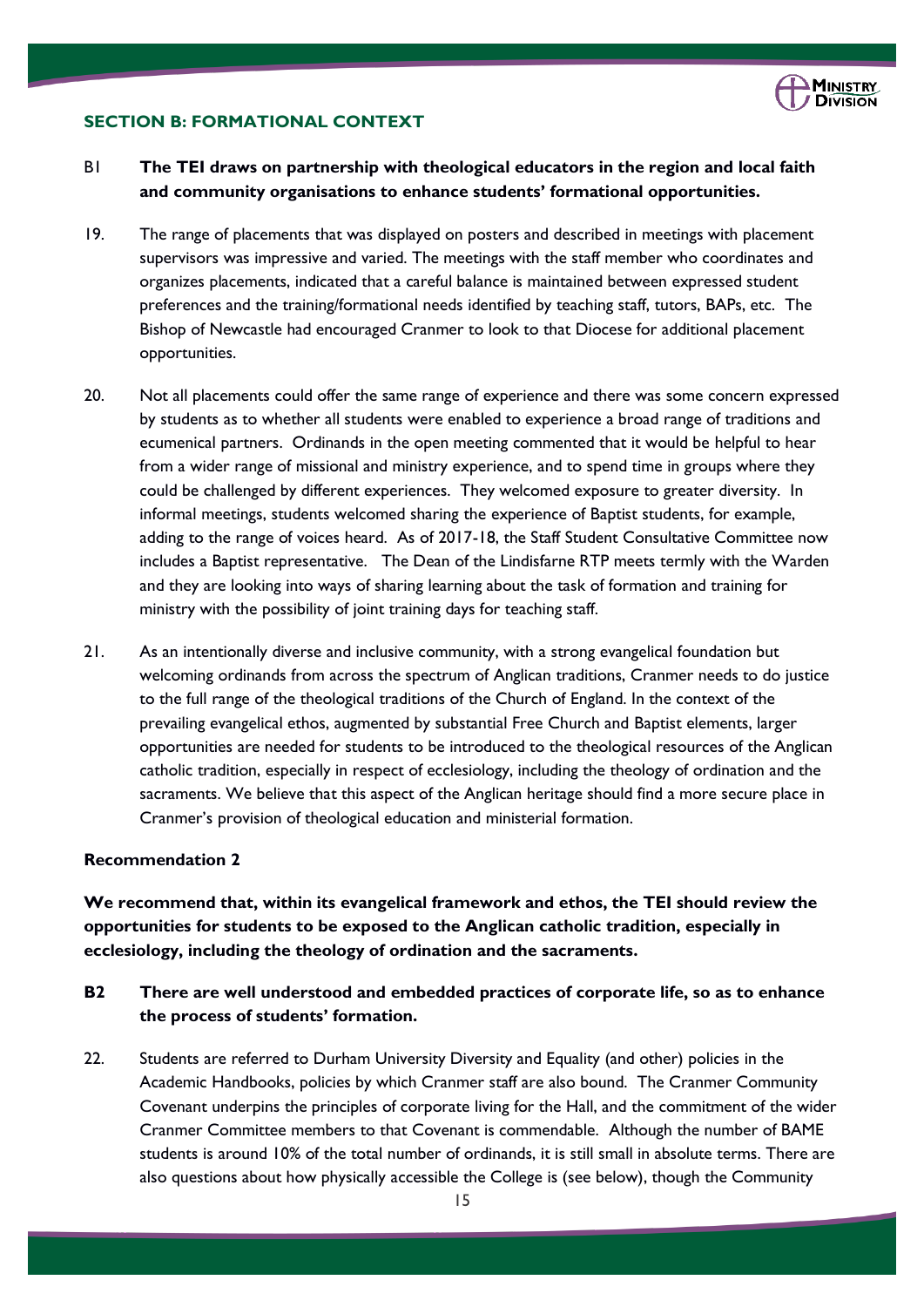## SECTION B: FORMATIONAL CONTEXT

**B1 The TEI draws on partnership with theological educators in the region and local faith and community organisations to enhance students' formational opportunities.**

19. The range of placements that was displayed on posters and described in meetings with placement supervisors was impressive and varied. The meetings with the staff member who coordinates and organizes placements, indicated that a careful balance is maintained between expressed student preferences and the training/formational needs identified by teaching staff, tutors, BAPs, etc. The Bishop of Newcastle had encouraged Cranmer to look to that Diocese for additional placement opportunities.

20. Not all placements could offer the same range of experience and there was some concern expressed by students as to whether all students were enabled to experience a broad range of traditions and ecumenical partners. Ordinands in the open meeting commented that it would be helpful to hear from a wider range of missional and ministry experience, and to spend time in groups where they could be challenged by different experiences. They welcomed exposure to greater diversity. In informal meetings, students welcomed sharing the experience of Baptist students, for example, adding to the range of voices heard. As of 2017-18, the Staff Student Consultative Committee now includes a Baptist representative. The Dean of the Lindisfarne RTP meets termly with the Warden and they are looking into ways of sharing learning about the task of formation and training for ministry with the possibility of joint training days for teaching staff.

21. As an intentionally diverse and inclusive community, with a strong evangelical foundation but welcoming ordinands from across the spectrum of Anglican traditions, Cranmer needs to do justice to the full range of the theological traditions of the Church of England. In the context of the prevailing evangelical ethos, augmented by substantial Free Church and Baptist elements, larger opportunities are needed for students to be introduced to the theological resources of the Anglican catholic tradition, especially in respect of ecclesiology, including the theology of ordination and the sacraments. We believe that this aspect of the Anglican heritage should find a more secure place in Cranmer's provision of theological education and ministerial formation.

**Recommendation 2**

**We recommend that, within its evangelical framework and ethos, the TEI should review the opportunities for students to be exposed to the Anglican catholic tradition, especially in ecclesiology, including the theology of ordination and the sacraments.**

**B2 There are well understood and embedded practices of corporate life, so as to enhance the process of students' formation.**

22. Students are referred to Durham University Diversity and Equality (and other) policies in the Academic Handbooks, policies by which Cranmer staff are also bound. The Cranmer Community Covenant underpins the principles of corporate living for the Hall, and the commitment of the wider Cranmer Committee members to that Covenant is commendable. Although the number of BAME students is around 10% of the total number of ordinands, it is still small in absolute terms. There are also questions about how physically accessible the College is (see below), though the Community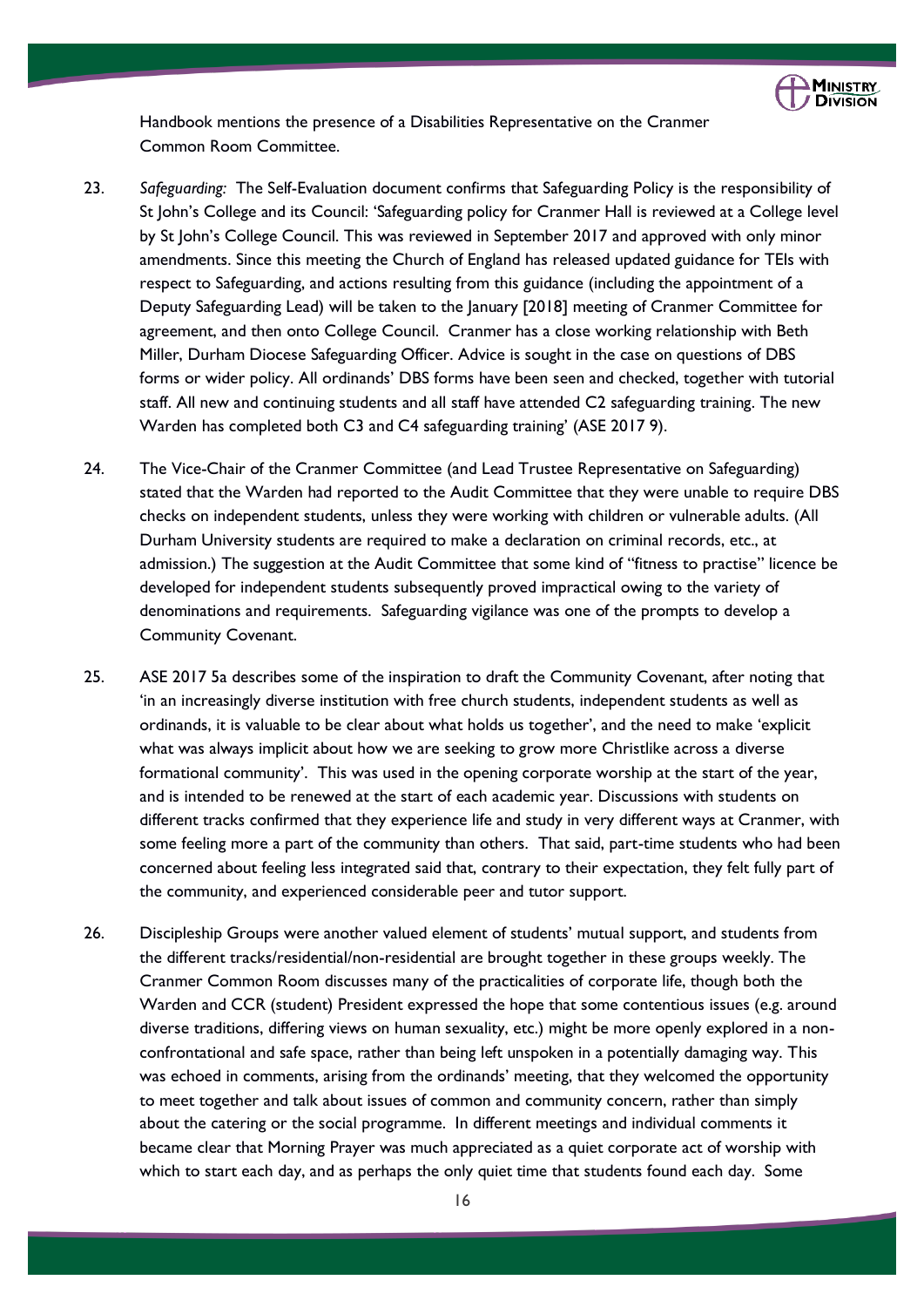Handbook mentions the presence of a Disabilities Representative on the Cranmer Common Room Committee.

23. *Safeguarding:* The Self-Evaluation document confirms that Safeguarding Policy is the responsibility of St John's College and its Council: 'Safeguarding policy for Cranmer Hall is reviewed at a College level by St John's College Council. This was reviewed in September 2017 and approved with only minor amendments. Since this meeting the Church of England has released updated guidance for TEIs with respect to Safeguarding, and actions resulting from this guidance (including the appointment of a Deputy Safeguarding Lead) will be taken to the January [2018] meeting of Cranmer Committee for agreement, and then onto College Council. Cranmer has a close working relationship with Beth Miller, Durham Diocese Safeguarding Officer. Advice is sought in the case on questions of DBS forms or wider policy. All ordinands' DBS forms have been seen and checked, together with tutorial staff. All new and continuing students and all staff have attended C2 safeguarding training. The new Warden has completed both C3 and C4 safeguarding training' (ASE 2017 9).

24. The Vice-Chair of the Cranmer Committee (and Lead Trustee Representative on Safeguarding) stated that the Warden had reported to the Audit Committee that they were unable to require DBS checks on independent students, unless they were working with children or vulnerable adults. (All Durham University students are required to make a declaration on criminal records, etc., at admission.) The suggestion at the Audit Committee that some kind of "fitness to practise" licence be developed for independent students subsequently proved impractical owing to the variety of denominations and requirements. Safeguarding vigilance was one of the prompts to develop a Community Covenant.

25. ASE 2017 5a describes some of the inspiration to draft the Community Covenant, after noting that 'in an increasingly diverse institution with free church students, independent students as well as ordinands, it is valuable to be clear about what holds us together', and the need to make 'explicit what was always implicit about how we are seeking to grow more Christlike across a diverse formational community'. This was used in the opening corporate worship at the start of the year, and is intended to be renewed at the start of each academic year. Discussions with students on different tracks confirmed that they experience life and study in very different ways at Cranmer, with some feeling more a part of the community than others. That said, part-time students who had been concerned about feeling less integrated said that, contrary to their expectation, they felt fully part of the community, and experienced considerable peer and tutor support.

26. Discipleship Groups were another valued element of students' mutual support, and students from the different tracks/residential/non-residential are brought together in these groups weekly. The Cranmer Common Room discusses many of the practicalities of corporate life, though both the Warden and CCR (student) President expressed the hope that some contentious issues (e.g. around diverse traditions, differing views on human sexuality, etc.) might be more openly explored in a non-confrontational and safe space, rather than being left unspoken in a potentially damaging way. This was echoed in comments, arising from the ordinands' meeting, that they welcomed the opportunity to meet together and talk about issues of common and community concern, rather than simply about the catering or the social programme. In different meetings and individual comments it became clear that Morning Prayer was much appreciated as a quiet corporate act of worship with which to start each day, and as perhaps the only quiet time that students found each day. Some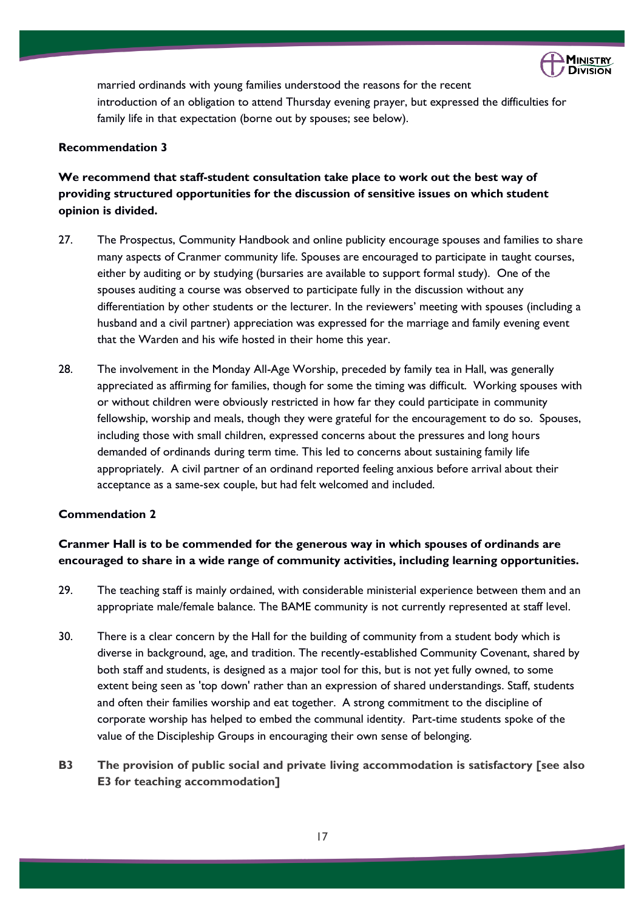married ordinands with young families understood the reasons for the recent introduction of an obligation to attend Thursday evening prayer, but expressed the difficulties for family life in that expectation (borne out by spouses; see below).

**Recommendation 3**

**We recommend that staff-student consultation take place to work out the best way of providing structured opportunities for the discussion of sensitive issues on which student opinion is divided.**

27. The Prospectus, Community Handbook and online publicity encourage spouses and families to share many aspects of Cranmer community life. Spouses are encouraged to participate in taught courses, either by auditing or by studying (bursaries are available to support formal study). One of the spouses auditing a course was observed to participate fully in the discussion without any differentiation by other students or the lecturer. In the reviewers' meeting with spouses (including a husband and a civil partner) appreciation was expressed for the marriage and family evening event that the Warden and his wife hosted in their home this year.

28. The involvement in the Monday All-Age Worship, preceded by family tea in Hall, was generally appreciated as affirming for families, though for some the timing was difficult. Working spouses with or without children were obviously restricted in how far they could participate in community fellowship, worship and meals, though they were grateful for the encouragement to do so. Spouses, including those with small children, expressed concerns about the pressures and long hours demanded of ordinands during term time. This led to concerns about sustaining family life appropriately. A civil partner of an ordinand reported feeling anxious before arrival about their acceptance as a same-sex couple, but had felt welcomed and included.

**Commendation 2**

**Cranmer Hall is to be commended for the generous way in which spouses of ordinands are encouraged to share in a wide range of community activities, including learning opportunities.**

29. The teaching staff is mainly ordained, with considerable ministerial experience between them and an appropriate male/female balance. The BAME community is not currently represented at staff level.

30. There is a clear concern by the Hall for the building of community from a student body which is diverse in background, age, and tradition. The recently-established Community Covenant, shared by both staff and students, is designed as a major tool for this, but is not yet fully owned, to some extent being seen as 'top down' rather than an expression of shared understandings. Staff, students and often their families worship and eat together. A strong commitment to the discipline of corporate worship has helped to embed the communal identity. Part-time students spoke of the value of the Discipleship Groups in encouraging their own sense of belonging.

**B3 The provision of public social and private living accommodation is satisfactory [see also E3 for teaching accommodation]**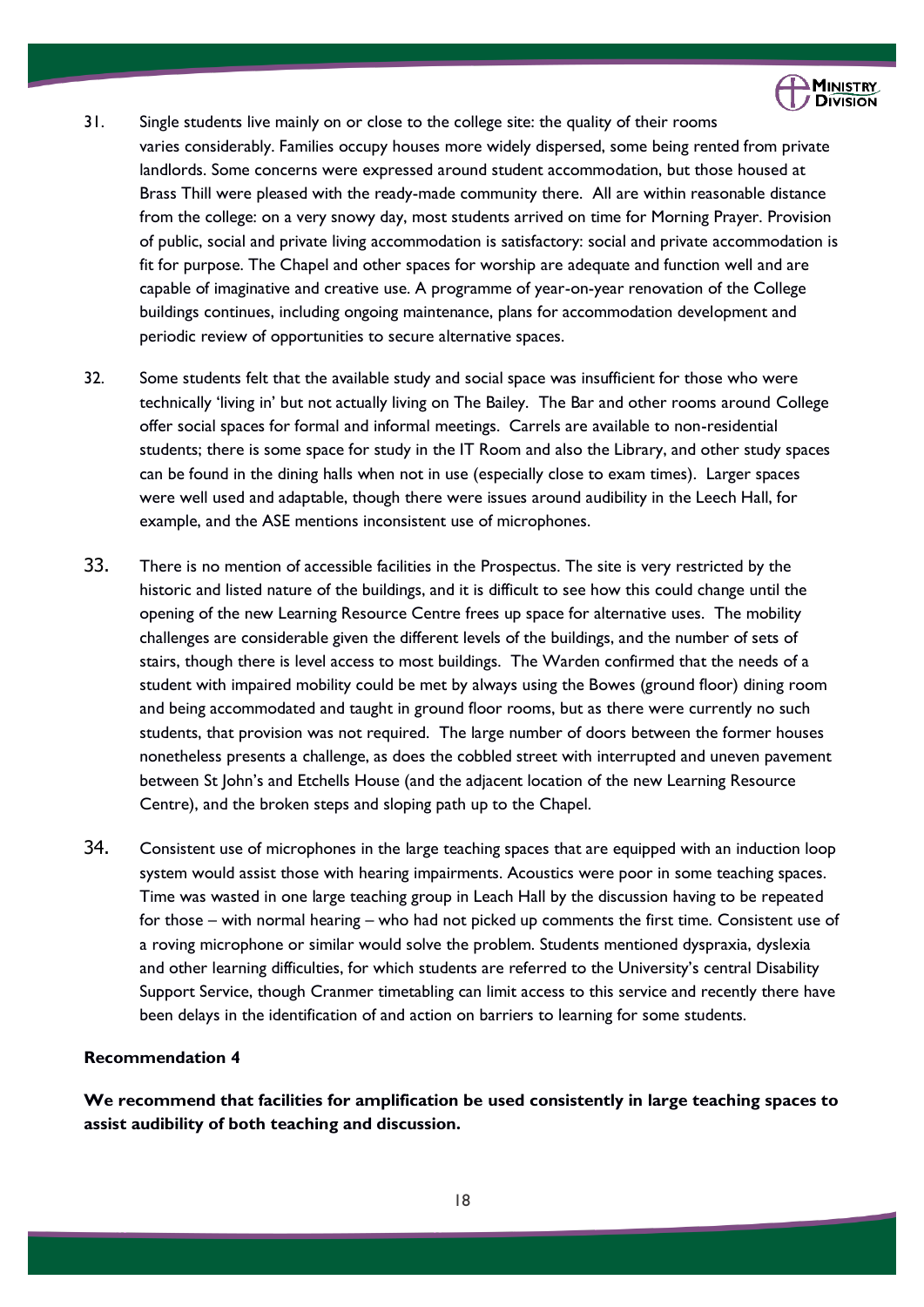31. Single students live mainly on or close to the college site: the quality of their rooms varies considerably. Families occupy houses more widely dispersed, some being rented from private landlords. Some concerns were expressed around student accommodation, but those housed at Brass Thill were pleased with the ready-made community there. All are within reasonable distance from the college: on a very snowy day, most students arrived on time for Morning Prayer. Provision of public, social and private living accommodation is satisfactory: social and private accommodation is fit for purpose. The Chapel and other spaces for worship are adequate and function well and are capable of imaginative and creative use. A programme of year-on-year renovation of the College buildings continues, including ongoing maintenance, plans for accommodation development and periodic review of opportunities to secure alternative spaces.

32. Some students felt that the available study and social space was insufficient for those who were technically 'living in' but not actually living on The Bailey. The Bar and other rooms around College offer social spaces for formal and informal meetings. Carrels are available to non-residential students; there is some space for study in the IT Room and also the Library, and other study spaces can be found in the dining halls when not in use (especially close to exam times). Larger spaces were well used and adaptable, though there were issues around audibility in the Leech Hall, for example, and the ASE mentions inconsistent use of microphones.

33. There is no mention of accessible facilities in the Prospectus. The site is very restricted by the historic and listed nature of the buildings, and it is difficult to see how this could change until the opening of the new Learning Resource Centre frees up space for alternative uses. The mobility challenges are considerable given the different levels of the buildings, and the number of sets of stairs, though there is level access to most buildings. The Warden confirmed that the needs of a student with impaired mobility could be met by always using the Bowes (ground floor) dining room and being accommodated and taught in ground floor rooms, but as there were currently no such students, that provision was not required. The large number of doors between the former houses nonetheless presents a challenge, as does the cobbled street with interrupted and uneven pavement between St John's and Etchells House (and the adjacent location of the new Learning Resource Centre), and the broken steps and sloping path up to the Chapel.

34. Consistent use of microphones in the large teaching spaces that are equipped with an induction loop system would assist those with hearing impairments. Acoustics were poor in some teaching spaces. Time was wasted in one large teaching group in Leach Hall by the discussion having to be repeated for those – with normal hearing – who had not picked up comments the first time. Consistent use of a roving microphone or similar would solve the problem. Students mentioned dyspraxia, dyslexia and other learning difficulties, for which students are referred to the University's central Disability Support Service, though Cranmer timetabling can limit access to this service and recently there have been delays in the identification of and action on barriers to learning for some students.

**Recommendation 4**

**We recommend that facilities for amplification be used consistently in large teaching spaces to assist audibility of both teaching and discussion.**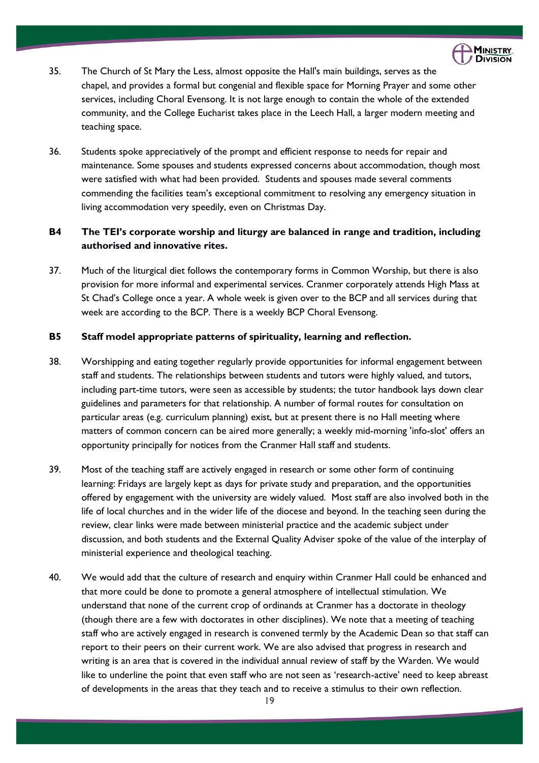35. The Church of St Mary the Less, almost opposite the Hall's main buildings, serves as the chapel, and provides a formal but congenial and flexible space for Morning Prayer and some other services, including Choral Evensong. It is not large enough to contain the whole of the extended community, and the College Eucharist takes place in the Leech Hall, a larger modern meeting and teaching space.

36. Students spoke appreciatively of the prompt and efficient response to needs for repair and maintenance. Some spouses and students expressed concerns about accommodation, though most were satisfied with what had been provided. Students and spouses made several comments commending the facilities team's exceptional commitment to resolving any emergency situation in living accommodation very speedily, even on Christmas Day.

**B4 The TEI's corporate worship and liturgy are balanced in range and tradition, including authorised and innovative rites.**

37. Much of the liturgical diet follows the contemporary forms in Common Worship, but there is also provision for more informal and experimental services. Cranmer corporately attends High Mass at St Chad's College once a year. A whole week is given over to the BCP and all services during that week are according to the BCP. There is a weekly BCP Choral Evensong.

**B5 Staff model appropriate patterns of spirituality, learning and reflection.**

38. Worshipping and eating together regularly provide opportunities for informal engagement between staff and students. The relationships between students and tutors were highly valued, and tutors, including part-time tutors, were seen as accessible by students; the tutor handbook lays down clear guidelines and parameters for that relationship. A number of formal routes for consultation on particular areas (e.g. curriculum planning) exist, but at present there is no Hall meeting where matters of common concern can be aired more generally; a weekly mid-morning 'info-slot' offers an opportunity principally for notices from the Cranmer Hall staff and students.

39. Most of the teaching staff are actively engaged in research or some other form of continuing learning: Fridays are largely kept as days for private study and preparation, and the opportunities offered by engagement with the university are widely valued. Most staff are also involved both in the life of local churches and in the wider life of the diocese and beyond. In the teaching seen during the review, clear links were made between ministerial practice and the academic subject under discussion, and both students and the External Quality Adviser spoke of the value of the interplay of ministerial experience and theological teaching.

40. We would add that the culture of research and enquiry within Cranmer Hall could be enhanced and that more could be done to promote a general atmosphere of intellectual stimulation. We understand that none of the current crop of ordinands at Cranmer has a doctorate in theology (though there are a few with doctorates in other disciplines). We note that a meeting of teaching staff who are actively engaged in research is convened termly by the Academic Dean so that staff can report to their peers on their current work. We are also advised that progress in research and writing is an area that is covered in the individual annual review of staff by the Warden. We would like to underline the point that even staff who are not seen as 'research-active' need to keep abreast of developments in the areas that they teach and to receive a stimulus to their own reflection.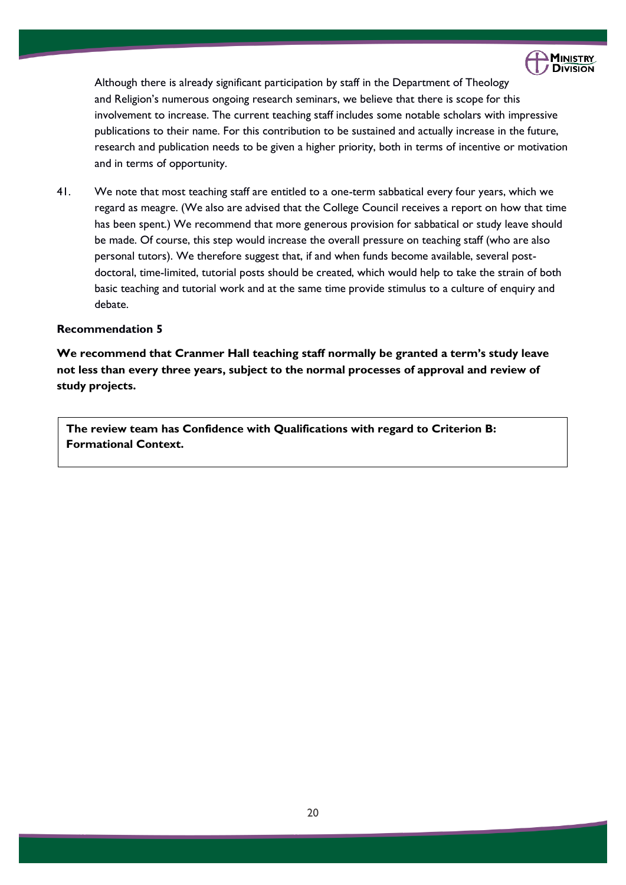Although there is already significant participation by staff in the Department of Theology and Religion's numerous ongoing research seminars, we believe that there is scope for this involvement to increase. The current teaching staff includes some notable scholars with impressive publications to their name. For this contribution to be sustained and actually increase in the future, research and publication needs to be given a higher priority, both in terms of incentive or motivation and in terms of opportunity.

41. We note that most teaching staff are entitled to a one-term sabbatical every four years, which we regard as meagre. (We also are advised that the College Council receives a report on how that time has been spent.) We recommend that more generous provision for sabbatical or study leave should be made. Of course, this step would increase the overall pressure on teaching staff (who are also personal tutors). We therefore suggest that, if and when funds become available, several post-doctoral, time-limited, tutorial posts should be created, which would help to take the strain of both basic teaching and tutorial work and at the same time provide stimulus to a culture of enquiry and debate.

**Recommendation 5**

**We recommend that Cranmer Hall teaching staff normally be granted a term's study leave not less than every three years, subject to the normal processes of approval and review of study projects.**

**The review team has Confidence with Qualifications with regard to Criterion B: Formational Context.**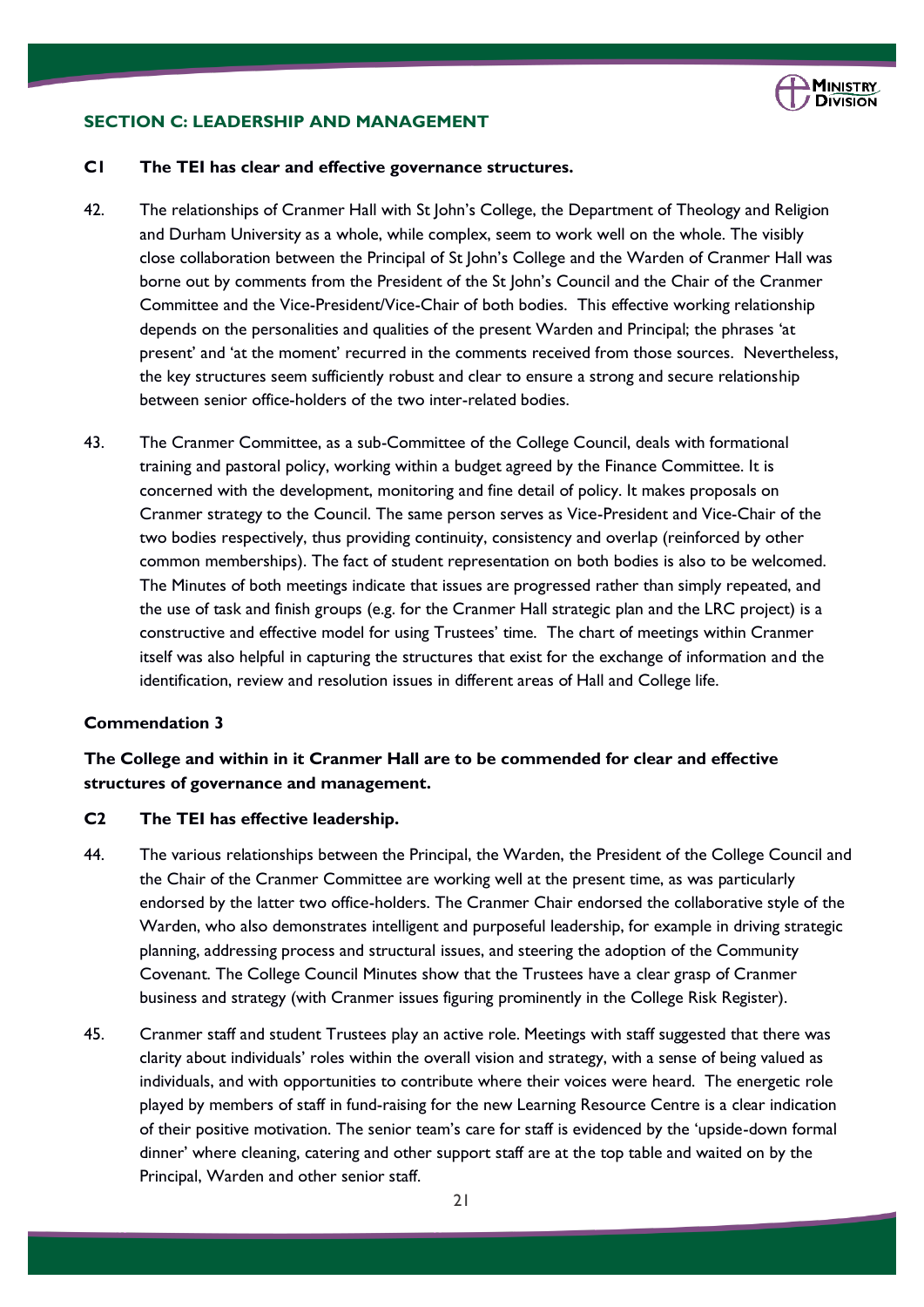## SECTION C: LEADERSHIP AND MANAGEMENT

### C1 The TEI has clear and effective governance structures.

42. The relationships of Cranmer Hall with St John's College, the Department of Theology and Religion and Durham University as a whole, while complex, seem to work well on the whole. The visibly close collaboration between the Principal of St John's College and the Warden of Cranmer Hall was borne out by comments from the President of the St John's Council and the Chair of the Cranmer Committee and the Vice-President/Vice-Chair of both bodies. This effective working relationship depends on the personalities and qualities of the present Warden and Principal; the phrases 'at present' and 'at the moment' recurred in the comments received from those sources. Nevertheless, the key structures seem sufficiently robust and clear to ensure a strong and secure relationship between senior office-holders of the two inter-related bodies.

43. The Cranmer Committee, as a sub-Committee of the College Council, deals with formational training and pastoral policy, working within a budget agreed by the Finance Committee. It is concerned with the development, monitoring and fine detail of policy. It makes proposals on Cranmer strategy to the Council. The same person serves as Vice-President and Vice-Chair of the two bodies respectively, thus providing continuity, consistency and overlap (reinforced by other common memberships). The fact of student representation on both bodies is also to be welcomed. The Minutes of both meetings indicate that issues are progressed rather than simply repeated, and the use of task and finish groups (e.g. for the Cranmer Hall strategic plan and the LRC project) is a constructive and effective model for using Trustees' time. The chart of meetings within Cranmer itself was also helpful in capturing the structures that exist for the exchange of information and the identification, review and resolution issues in different areas of Hall and College life.

**Commendation 3**

**The College and within in it Cranmer Hall are to be commended for clear and effective structures of governance and management.**

### C2 The TEI has effective leadership.

44. The various relationships between the Principal, the Warden, the President of the College Council and the Chair of the Cranmer Committee are working well at the present time, as was particularly endorsed by the latter two office-holders. The Cranmer Chair endorsed the collaborative style of the Warden, who also demonstrates intelligent and purposeful leadership, for example in driving strategic planning, addressing process and structural issues, and steering the adoption of the Community Covenant. The College Council Minutes show that the Trustees have a clear grasp of Cranmer business and strategy (with Cranmer issues figuring prominently in the College Risk Register).

45. Cranmer staff and student Trustees play an active role. Meetings with staff suggested that there was clarity about individuals' roles within the overall vision and strategy, with a sense of being valued as individuals, and with opportunities to contribute where their voices were heard. The energetic role played by members of staff in fund-raising for the new Learning Resource Centre is a clear indication of their positive motivation. The senior team's care for staff is evidenced by the 'upside-down formal dinner' where cleaning, catering and other support staff are at the top table and waited on by the Principal, Warden and other senior staff.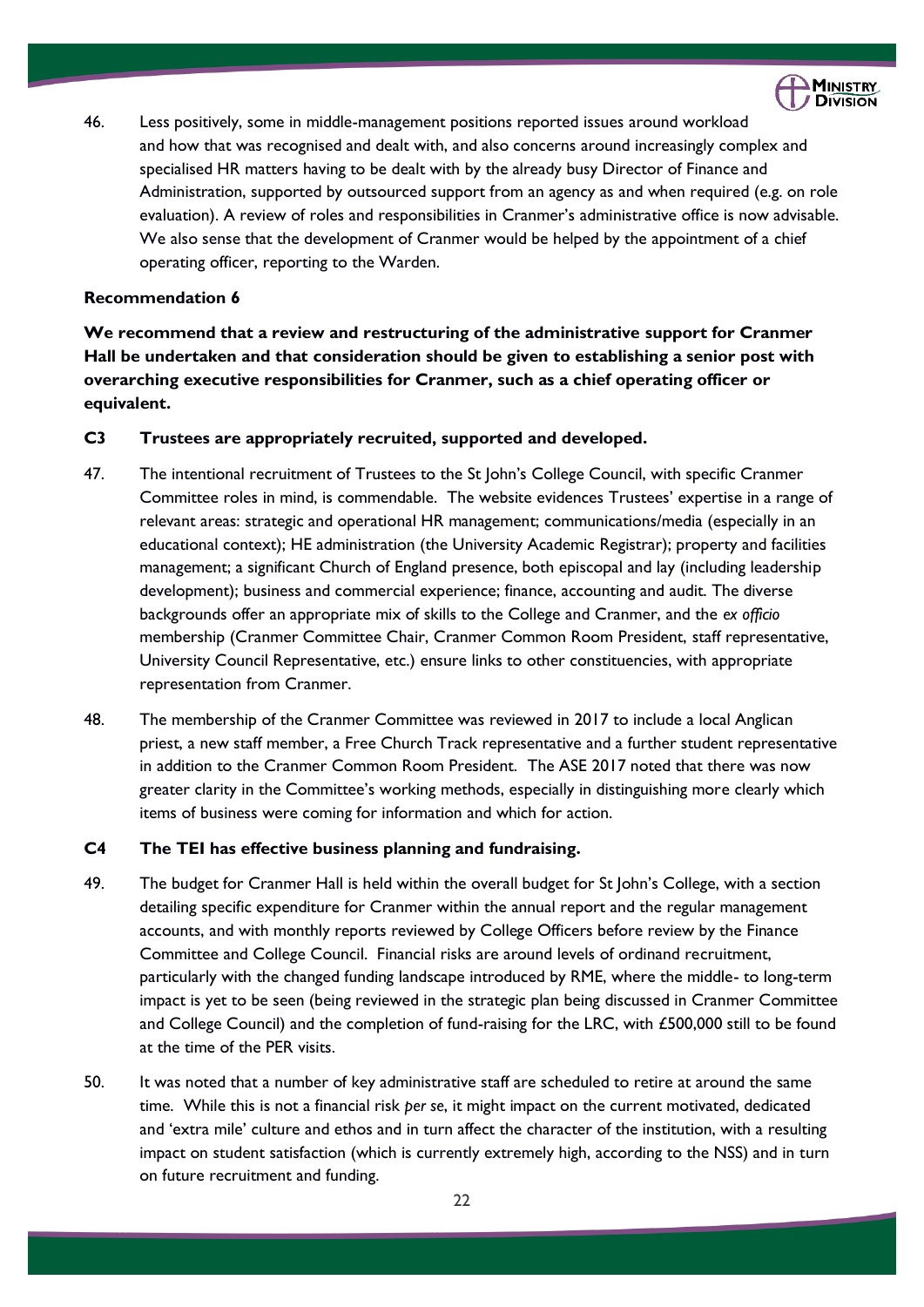46. Less positively, some in middle-management positions reported issues around workload and how that was recognised and dealt with, and also concerns around increasingly complex and specialised HR matters having to be dealt with by the already busy Director of Finance and Administration, supported by outsourced support from an agency as and when required (e.g. on role evaluation). A review of roles and responsibilities in Cranmer's administrative office is now advisable. We also sense that the development of Cranmer would be helped by the appointment of a chief operating officer, reporting to the Warden.

**Recommendation 6**

**We recommend that a review and restructuring of the administrative support for Cranmer Hall be undertaken and that consideration should be given to establishing a senior post with overarching executive responsibilities for Cranmer, such as a chief operating officer or equivalent.**

### C3 Trustees are appropriately recruited, supported and developed.

47. The intentional recruitment of Trustees to the St John's College Council, with specific Cranmer Committee roles in mind, is commendable. The website evidences Trustees' expertise in a range of relevant areas: strategic and operational HR management; communications/media (especially in an educational context); HE administration (the University Academic Registrar); property and facilities management; a significant Church of England presence, both episcopal and lay (including leadership development); business and commercial experience; finance, accounting and audit. The diverse backgrounds offer an appropriate mix of skills to the College and Cranmer, and the *ex officio* membership (Cranmer Committee Chair, Cranmer Common Room President, staff representative, University Council Representative, etc.) ensure links to other constituencies, with appropriate representation from Cranmer.

48. The membership of the Cranmer Committee was reviewed in 2017 to include a local Anglican priest, a new staff member, a Free Church Track representative and a further student representative in addition to the Cranmer Common Room President. The ASE 2017 noted that there was now greater clarity in the Committee's working methods, especially in distinguishing more clearly which items of business were coming for information and which for action.

### C4 The TEI has effective business planning and fundraising.

49. The budget for Cranmer Hall is held within the overall budget for St John's College, with a section detailing specific expenditure for Cranmer within the annual report and the regular management accounts, and with monthly reports reviewed by College Officers before review by the Finance Committee and College Council. Financial risks are around levels of ordinand recruitment, particularly with the changed funding landscape introduced by RME, where the middle- to long-term impact is yet to be seen (being reviewed in the strategic plan being discussed in Cranmer Committee and College Council) and the completion of fund-raising for the LRC, with £500,000 still to be found at the time of the PER visits.

50. It was noted that a number of key administrative staff are scheduled to retire at around the same time. While this is not a financial risk *per se*, it might impact on the current motivated, dedicated and 'extra mile' culture and ethos and in turn affect the character of the institution, with a resulting impact on student satisfaction (which is currently extremely high, according to the NSS) and in turn on future recruitment and funding.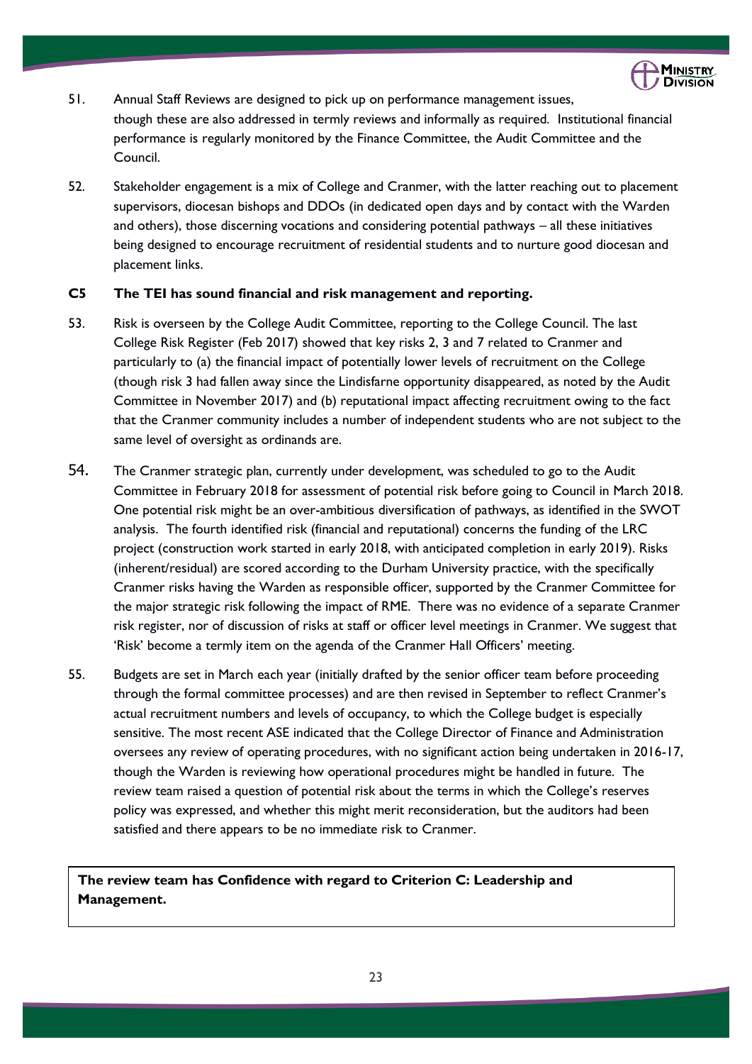51. Annual Staff Reviews are designed to pick up on performance management issues, though these are also addressed in termly reviews and informally as required. Institutional financial performance is regularly monitored by the Finance Committee, the Audit Committee and the Council.

52. Stakeholder engagement is a mix of College and Cranmer, with the latter reaching out to placement supervisors, diocesan bishops and DDOs (in dedicated open days and by contact with the Warden and others), those discerning vocations and considering potential pathways – all these initiatives being designed to encourage recruitment of residential students and to nurture good diocesan and placement links.

**C5 The TEI has sound financial and risk management and reporting.**

53. Risk is overseen by the College Audit Committee, reporting to the College Council. The last College Risk Register (Feb 2017) showed that key risks 2, 3 and 7 related to Cranmer and particularly to (a) the financial impact of potentially lower levels of recruitment on the College (though risk 3 had fallen away since the Lindisfarne opportunity disappeared, as noted by the Audit Committee in November 2017) and (b) reputational impact affecting recruitment owing to the fact that the Cranmer community includes a number of independent students who are not subject to the same level of oversight as ordinands are.

54. The Cranmer strategic plan, currently under development, was scheduled to go to the Audit Committee in February 2018 for assessment of potential risk before going to Council in March 2018. One potential risk might be an over-ambitious diversification of pathways, as identified in the SWOT analysis. The fourth identified risk (financial and reputational) concerns the funding of the LRC project (construction work started in early 2018, with anticipated completion in early 2019). Risks (inherent/residual) are scored according to the Durham University practice, with the specifically Cranmer risks having the Warden as responsible officer, supported by the Cranmer Committee for the major strategic risk following the impact of RME. There was no evidence of a separate Cranmer risk register, nor of discussion of risks at staff or officer level meetings in Cranmer. We suggest that 'Risk' become a termly item on the agenda of the Cranmer Hall Officers' meeting.

55. Budgets are set in March each year (initially drafted by the senior officer team before proceeding through the formal committee processes) and are then revised in September to reflect Cranmer's actual recruitment numbers and levels of occupancy, to which the College budget is especially sensitive. The most recent ASE indicated that the College Director of Finance and Administration oversees any review of operating procedures, with no significant action being undertaken in 2016-17, though the Warden is reviewing how operational procedures might be handled in future. The review team raised a question of potential risk about the terms in which the College's reserves policy was expressed, and whether this might merit reconsideration, but the auditors had been satisfied and there appears to be no immediate risk to Cranmer.

**The review team has Confidence with regard to Criterion C: Leadership and Management.**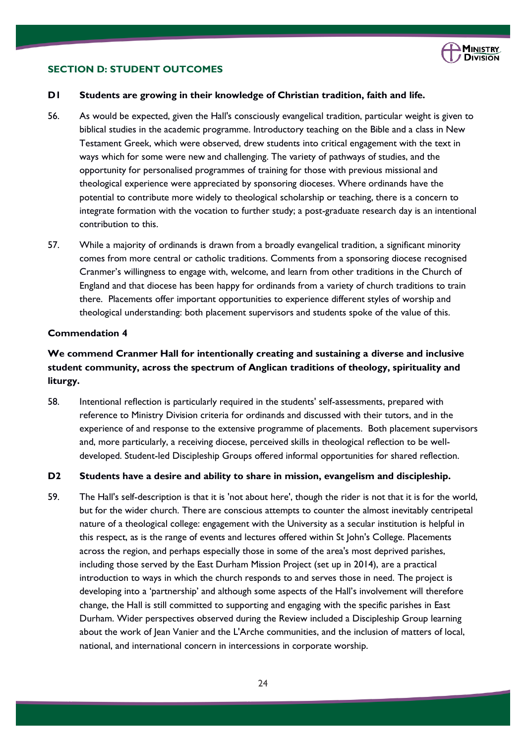## SECTION D: STUDENT OUTCOMES

### D1 Students are growing in their knowledge of Christian tradition, faith and life.

56. As would be expected, given the Hall's consciously evangelical tradition, particular weight is given to biblical studies in the academic programme. Introductory teaching on the Bible and a class in New Testament Greek, which were observed, drew students into critical engagement with the text in ways which for some were new and challenging. The variety of pathways of studies, and the opportunity for personalised programmes of training for those with previous missional and theological experience were appreciated by sponsoring dioceses. Where ordinands have the potential to contribute more widely to theological scholarship or teaching, there is a concern to integrate formation with the vocation to further study; a post-graduate research day is an intentional contribution to this.

57. While a majority of ordinands is drawn from a broadly evangelical tradition, a significant minority comes from more central or catholic traditions. Comments from a sponsoring diocese recognised Cranmer's willingness to engage with, welcome, and learn from other traditions in the Church of England and that diocese has been happy for ordinands from a variety of church traditions to train there. Placements offer important opportunities to experience different styles of worship and theological understanding: both placement supervisors and students spoke of the value of this.

**Commendation 4**

**We commend Cranmer Hall for intentionally creating and sustaining a diverse and inclusive student community, across the spectrum of Anglican traditions of theology, spirituality and liturgy.**

58. Intentional reflection is particularly required in the students' self-assessments, prepared with reference to Ministry Division criteria for ordinands and discussed with their tutors, and in the experience of and response to the extensive programme of placements. Both placement supervisors and, more particularly, a receiving diocese, perceived skills in theological reflection to be well-developed. Student-led Discipleship Groups offered informal opportunities for shared reflection.

### D2 Students have a desire and ability to share in mission, evangelism and discipleship.

59. The Hall's self-description is that it is 'not about here', though the rider is not that it is for the world, but for the wider church. There are conscious attempts to counter the almost inevitably centripetal nature of a theological college: engagement with the University as a secular institution is helpful in this respect, as is the range of events and lectures offered within St John's College. Placements across the region, and perhaps especially those in some of the area's most deprived parishes, including those served by the East Durham Mission Project (set up in 2014), are a practical introduction to ways in which the church responds to and serves those in need. The project is developing into a 'partnership' and although some aspects of the Hall's involvement will therefore change, the Hall is still committed to supporting and engaging with the specific parishes in East Durham. Wider perspectives observed during the Review included a Discipleship Group learning about the work of Jean Vanier and the L'Arche communities, and the inclusion of matters of local, national, and international concern in intercessions in corporate worship.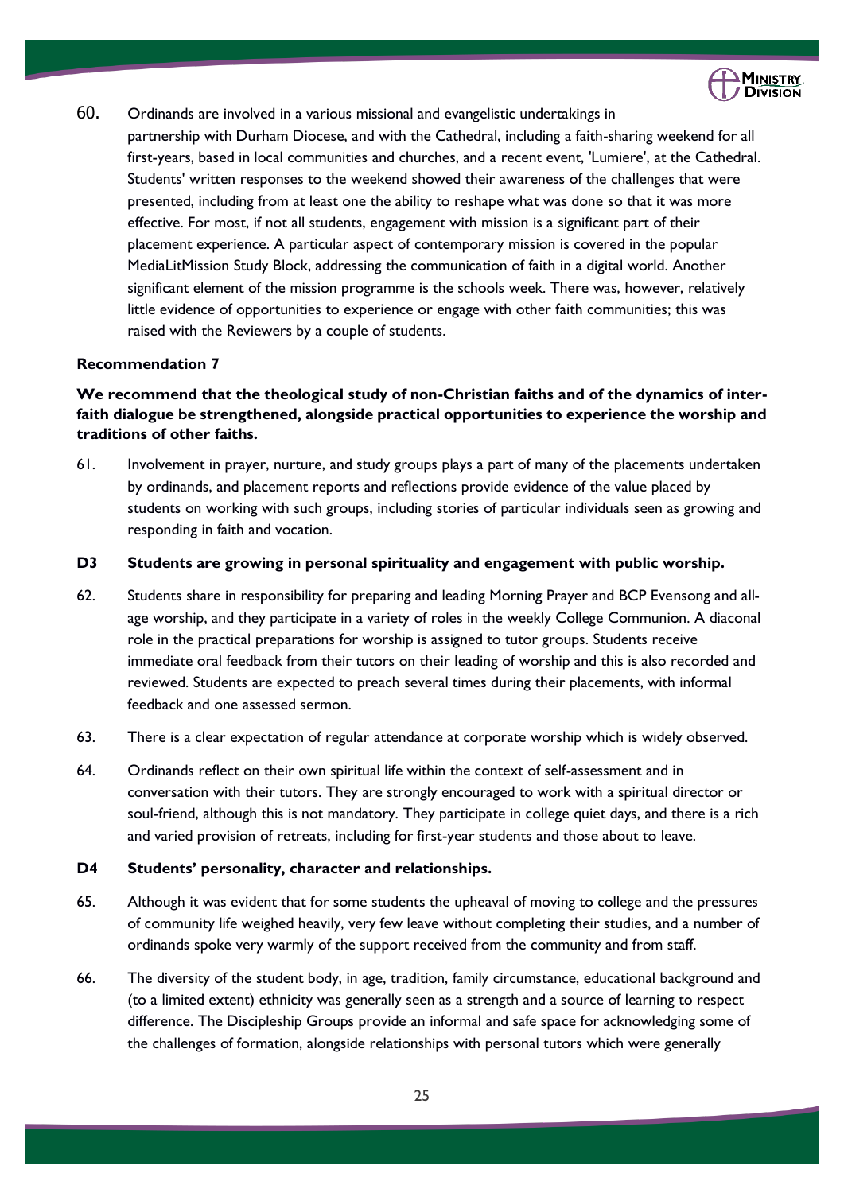60. Ordinands are involved in a various missional and evangelistic undertakings in partnership with Durham Diocese, and with the Cathedral, including a faith-sharing weekend for all first-years, based in local communities and churches, and a recent event, 'Lumiere', at the Cathedral. Students' written responses to the weekend showed their awareness of the challenges that were presented, including from at least one the ability to reshape what was done so that it was more effective. For most, if not all students, engagement with mission is a significant part of their placement experience. A particular aspect of contemporary mission is covered in the popular MediaLitMission Study Block, addressing the communication of faith in a digital world. Another significant element of the mission programme is the schools week. There was, however, relatively little evidence of opportunities to experience or engage with other faith communities; this was raised with the Reviewers by a couple of students.

**Recommendation 7**

**We recommend that the theological study of non-Christian faiths and of the dynamics of inter-faith dialogue be strengthened, alongside practical opportunities to experience the worship and traditions of other faiths.**

61. Involvement in prayer, nurture, and study groups plays a part of many of the placements undertaken by ordinands, and placement reports and reflections provide evidence of the value placed by students on working with such groups, including stories of particular individuals seen as growing and responding in faith and vocation.

### D3 Students are growing in personal spirituality and engagement with public worship.

62. Students share in responsibility for preparing and leading Morning Prayer and BCP Evensong and all-age worship, and they participate in a variety of roles in the weekly College Communion. A diaconal role in the practical preparations for worship is assigned to tutor groups. Students receive immediate oral feedback from their tutors on their leading of worship and this is also recorded and reviewed. Students are expected to preach several times during their placements, with informal feedback and one assessed sermon.

63. There is a clear expectation of regular attendance at corporate worship which is widely observed.

64. Ordinands reflect on their own spiritual life within the context of self-assessment and in conversation with their tutors. They are strongly encouraged to work with a spiritual director or soul-friend, although this is not mandatory. They participate in college quiet days, and there is a rich and varied provision of retreats, including for first-year students and those about to leave.

### D4 Students' personality, character and relationships.

65. Although it was evident that for some students the upheaval of moving to college and the pressures of community life weighed heavily, very few leave without completing their studies, and a number of ordinands spoke very warmly of the support received from the community and from staff.

66. The diversity of the student body, in age, tradition, family circumstance, educational background and (to a limited extent) ethnicity was generally seen as a strength and a source of learning to respect difference. The Discipleship Groups provide an informal and safe space for acknowledging some of the challenges of formation, alongside relationships with personal tutors which were generally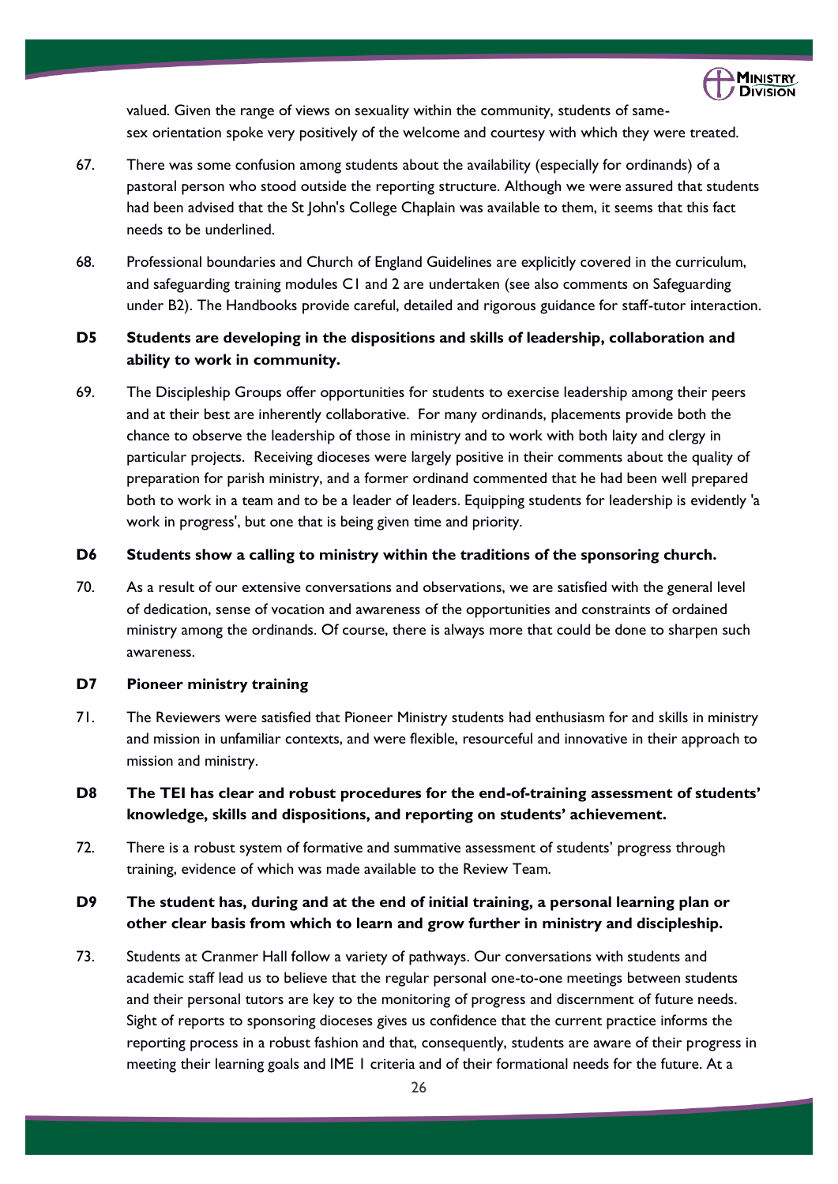valued. Given the range of views on sexuality within the community, students of same-sex orientation spoke very positively of the welcome and courtesy with which they were treated.

67. There was some confusion among students about the availability (especially for ordinands) of a pastoral person who stood outside the reporting structure. Although we were assured that students had been advised that the St John's College Chaplain was available to them, it seems that this fact needs to be underlined.

68. Professional boundaries and Church of England Guidelines are explicitly covered in the curriculum, and safeguarding training modules C1 and 2 are undertaken (see also comments on Safeguarding under B2). The Handbooks provide careful, detailed and rigorous guidance for staff-tutor interaction.

**D5 Students are developing in the dispositions and skills of leadership, collaboration and ability to work in community.**

69. The Discipleship Groups offer opportunities for students to exercise leadership among their peers and at their best are inherently collaborative. For many ordinands, placements provide both the chance to observe the leadership of those in ministry and to work with both laity and clergy in particular projects. Receiving dioceses were largely positive in their comments about the quality of preparation for parish ministry, and a former ordinand commented that he had been well prepared both to work in a team and to be a leader of leaders. Equipping students for leadership is evidently 'a work in progress', but one that is being given time and priority.

**D6 Students show a calling to ministry within the traditions of the sponsoring church.**

70. As a result of our extensive conversations and observations, we are satisfied with the general level of dedication, sense of vocation and awareness of the opportunities and constraints of ordained ministry among the ordinands. Of course, there is always more that could be done to sharpen such awareness.

**D7 Pioneer ministry training**

71. The Reviewers were satisfied that Pioneer Ministry students had enthusiasm for and skills in ministry and mission in unfamiliar contexts, and were flexible, resourceful and innovative in their approach to mission and ministry.

**D8 The TEI has clear and robust procedures for the end-of-training assessment of students' knowledge, skills and dispositions, and reporting on students' achievement.**

72. There is a robust system of formative and summative assessment of students' progress through training, evidence of which was made available to the Review Team.

**D9 The student has, during and at the end of initial training, a personal learning plan or other clear basis from which to learn and grow further in ministry and discipleship.**

73. Students at Cranmer Hall follow a variety of pathways. Our conversations with students and academic staff lead us to believe that the regular personal one-to-one meetings between students and their personal tutors are key to the monitoring of progress and discernment of future needs. Sight of reports to sponsoring dioceses gives us confidence that the current practice informs the reporting process in a robust fashion and that, consequently, students are aware of their progress in meeting their learning goals and IME 1 criteria and of their formational needs for the future. At a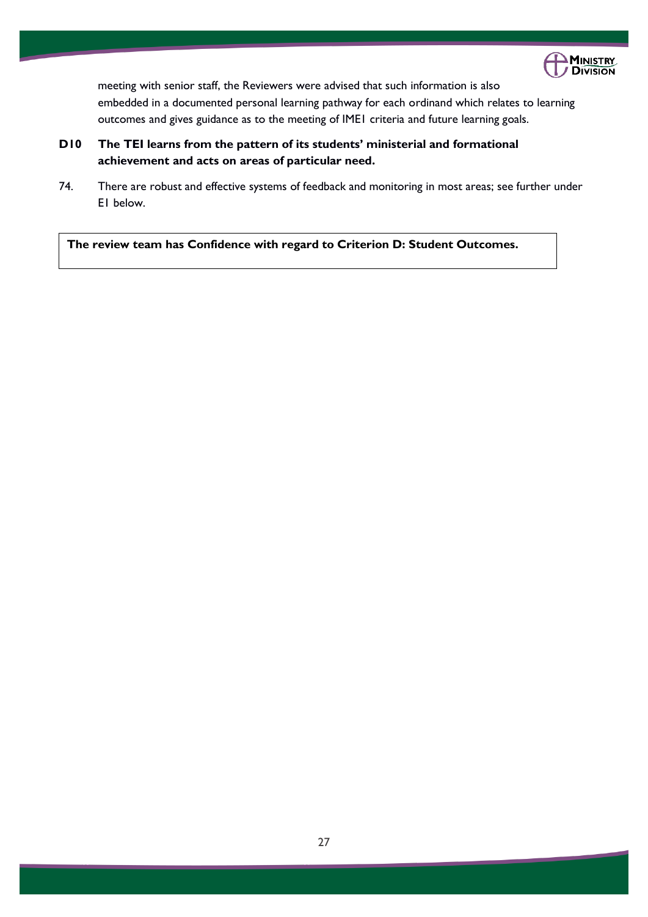meeting with senior staff, the Reviewers were advised that such information is also embedded in a documented personal learning pathway for each ordinand which relates to learning outcomes and gives guidance as to the meeting of IME1 criteria and future learning goals.

**D10 The TEI learns from the pattern of its students' ministerial and formational achievement and acts on areas of particular need.**

74. There are robust and effective systems of feedback and monitoring in most areas; see further under E1 below.

**The review team has Confidence with regard to Criterion D: Student Outcomes.**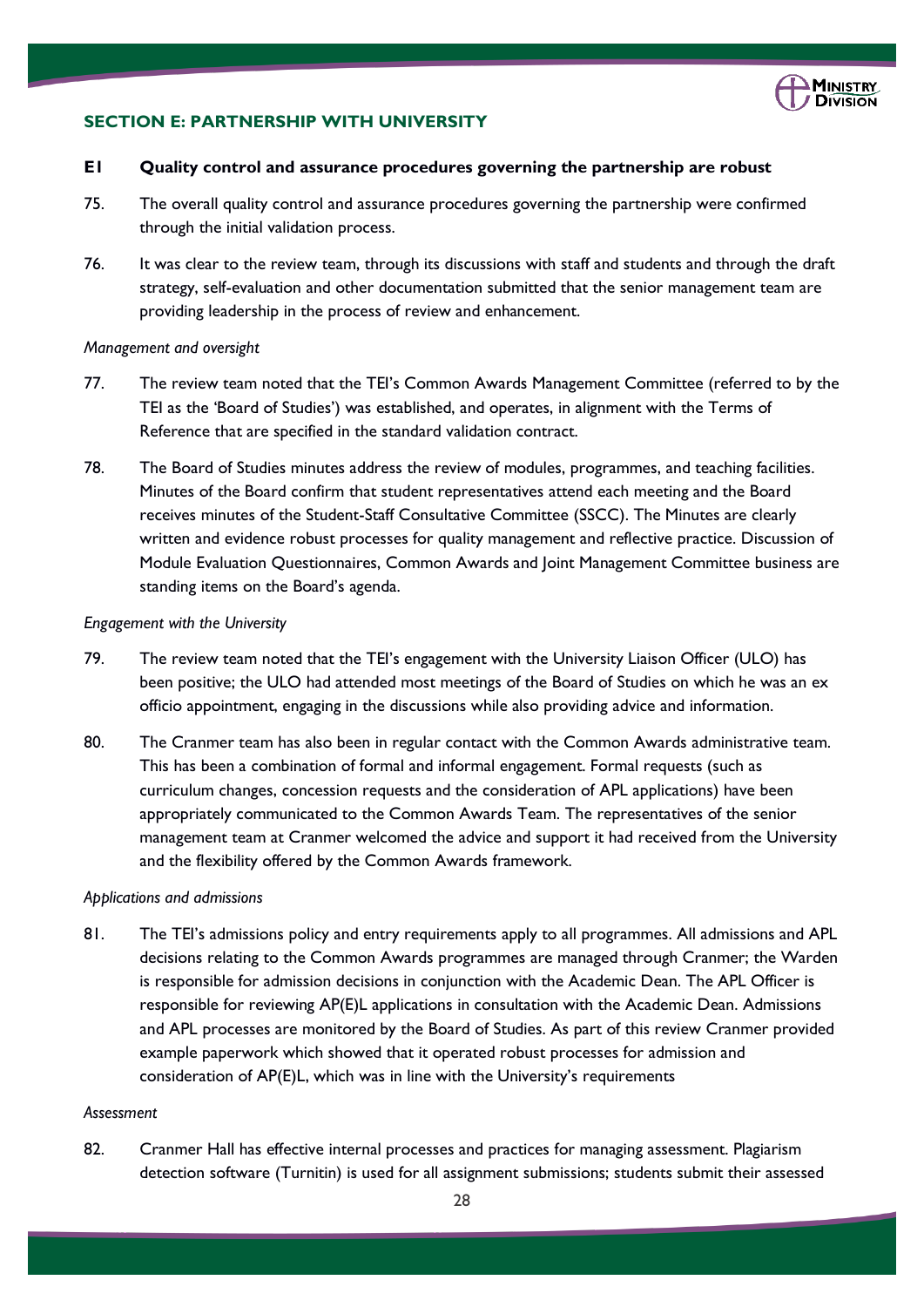## SECTION E: PARTNERSHIP WITH UNIVERSITY

### E1 Quality control and assurance procedures governing the partnership are robust

75. The overall quality control and assurance procedures governing the partnership were confirmed through the initial validation process.

76. It was clear to the review team, through its discussions with staff and students and through the draft strategy, self-evaluation and other documentation submitted that the senior management team are providing leadership in the process of review and enhancement.

*Management and oversight*

77. The review team noted that the TEI's Common Awards Management Committee (referred to by the TEI as the 'Board of Studies') was established, and operates, in alignment with the Terms of Reference that are specified in the standard validation contract.

78. The Board of Studies minutes address the review of modules, programmes, and teaching facilities. Minutes of the Board confirm that student representatives attend each meeting and the Board receives minutes of the Student-Staff Consultative Committee (SSCC). The Minutes are clearly written and evidence robust processes for quality management and reflective practice. Discussion of Module Evaluation Questionnaires, Common Awards and Joint Management Committee business are standing items on the Board's agenda.

*Engagement with the University*

79. The review team noted that the TEI's engagement with the University Liaison Officer (ULO) has been positive; the ULO had attended most meetings of the Board of Studies on which he was an ex officio appointment, engaging in the discussions while also providing advice and information.

80. The Cranmer team has also been in regular contact with the Common Awards administrative team. This has been a combination of formal and informal engagement. Formal requests (such as curriculum changes, concession requests and the consideration of APL applications) have been appropriately communicated to the Common Awards Team. The representatives of the senior management team at Cranmer welcomed the advice and support it had received from the University and the flexibility offered by the Common Awards framework.

*Applications and admissions*

81. The TEI's admissions policy and entry requirements apply to all programmes. All admissions and APL decisions relating to the Common Awards programmes are managed through Cranmer; the Warden is responsible for admission decisions in conjunction with the Academic Dean. The APL Officer is responsible for reviewing AP(E)L applications in consultation with the Academic Dean. Admissions and APL processes are monitored by the Board of Studies. As part of this review Cranmer provided example paperwork which showed that it operated robust processes for admission and consideration of AP(E)L, which was in line with the University's requirements

*Assessment*

82. Cranmer Hall has effective internal processes and practices for managing assessment. Plagiarism detection software (Turnitin) is used for all assignment submissions; students submit their assessed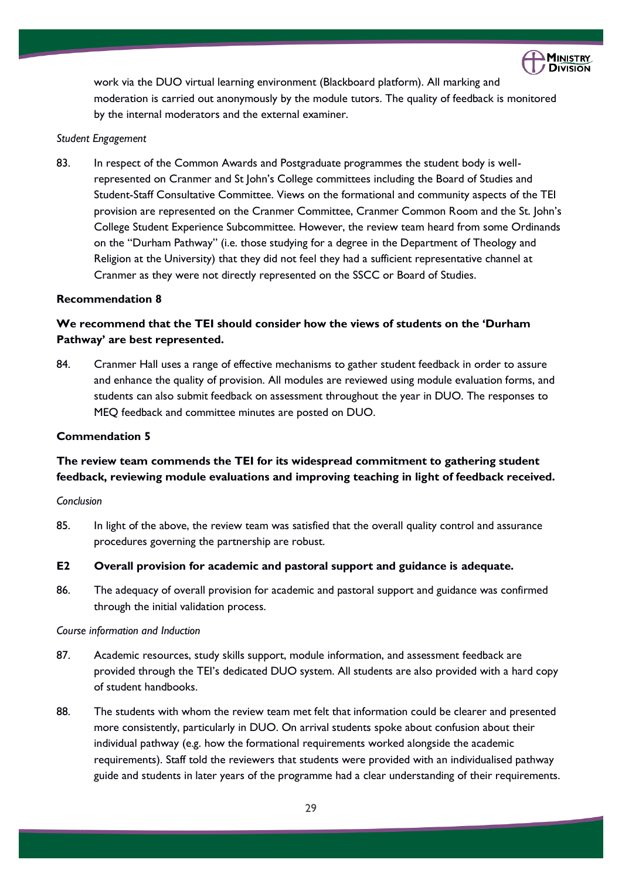work via the DUO virtual learning environment (Blackboard platform). All marking and moderation is carried out anonymously by the module tutors. The quality of feedback is monitored by the internal moderators and the external examiner.

*Student Engagement*

83. In respect of the Common Awards and Postgraduate programmes the student body is well-represented on Cranmer and St John's College committees including the Board of Studies and Student-Staff Consultative Committee. Views on the formational and community aspects of the TEI provision are represented on the Cranmer Committee, Cranmer Common Room and the St. John's College Student Experience Subcommittee. However, the review team heard from some Ordinands on the "Durham Pathway" (i.e. those studying for a degree in the Department of Theology and Religion at the University) that they did not feel they had a sufficient representative channel at Cranmer as they were not directly represented on the SSCC or Board of Studies.

**Recommendation 8**

**We recommend that the TEI should consider how the views of students on the 'Durham Pathway' are best represented.**

84. Cranmer Hall uses a range of effective mechanisms to gather student feedback in order to assure and enhance the quality of provision. All modules are reviewed using module evaluation forms, and students can also submit feedback on assessment throughout the year in DUO. The responses to MEQ feedback and committee minutes are posted on DUO.

**Commendation 5**

**The review team commends the TEI for its widespread commitment to gathering student feedback, reviewing module evaluations and improving teaching in light of feedback received.**

*Conclusion*

85. In light of the above, the review team was satisfied that the overall quality control and assurance procedures governing the partnership are robust.

**E2 Overall provision for academic and pastoral support and guidance is adequate.**

86. The adequacy of overall provision for academic and pastoral support and guidance was confirmed through the initial validation process.

*Course information and Induction*

87. Academic resources, study skills support, module information, and assessment feedback are provided through the TEI's dedicated DUO system. All students are also provided with a hard copy of student handbooks.

88. The students with whom the review team met felt that information could be clearer and presented more consistently, particularly in DUO. On arrival students spoke about confusion about their individual pathway (e.g. how the formational requirements worked alongside the academic requirements). Staff told the reviewers that students were provided with an individualised pathway guide and students in later years of the programme had a clear understanding of their requirements.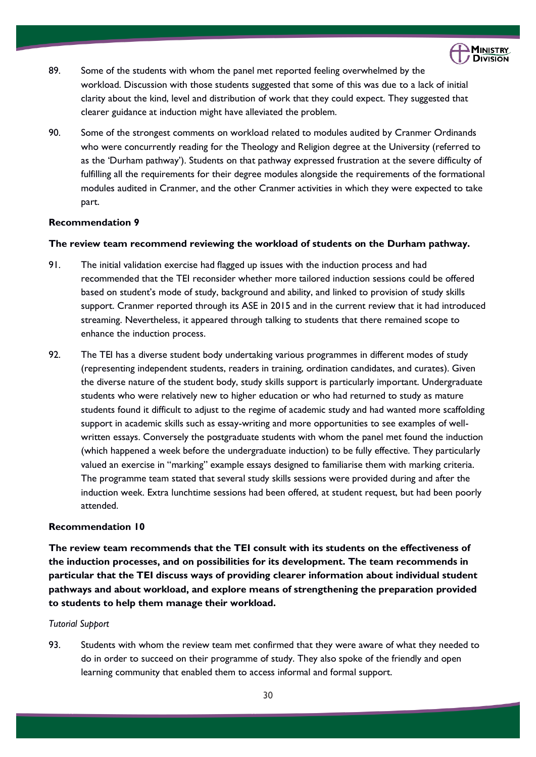89. Some of the students with whom the panel met reported feeling overwhelmed by the workload. Discussion with those students suggested that some of this was due to a lack of initial clarity about the kind, level and distribution of work that they could expect. They suggested that clearer guidance at induction might have alleviated the problem.

90. Some of the strongest comments on workload related to modules audited by Cranmer Ordinands who were concurrently reading for the Theology and Religion degree at the University (referred to as the 'Durham pathway'). Students on that pathway expressed frustration at the severe difficulty of fulfilling all the requirements for their degree modules alongside the requirements of the formational modules audited in Cranmer, and the other Cranmer activities in which they were expected to take part.

**Recommendation 9**

**The review team recommend reviewing the workload of students on the Durham pathway.**

91. The initial validation exercise had flagged up issues with the induction process and had recommended that the TEI reconsider whether more tailored induction sessions could be offered based on student's mode of study, background and ability, and linked to provision of study skills support. Cranmer reported through its ASE in 2015 and in the current review that it had introduced streaming. Nevertheless, it appeared through talking to students that there remained scope to enhance the induction process.

92. The TEI has a diverse student body undertaking various programmes in different modes of study (representing independent students, readers in training, ordination candidates, and curates). Given the diverse nature of the student body, study skills support is particularly important. Undergraduate students who were relatively new to higher education or who had returned to study as mature students found it difficult to adjust to the regime of academic study and had wanted more scaffolding support in academic skills such as essay-writing and more opportunities to see examples of well-written essays. Conversely the postgraduate students with whom the panel met found the induction (which happened a week before the undergraduate induction) to be fully effective. They particularly valued an exercise in "marking" example essays designed to familiarise them with marking criteria. The programme team stated that several study skills sessions were provided during and after the induction week. Extra lunchtime sessions had been offered, at student request, but had been poorly attended.

**Recommendation 10**

**The review team recommends that the TEI consult with its students on the effectiveness of the induction processes, and on possibilities for its development. The team recommends in particular that the TEI discuss ways of providing clearer information about individual student pathways and about workload, and explore means of strengthening the preparation provided to students to help them manage their workload.**

*Tutorial Support*

93. Students with whom the review team met confirmed that they were aware of what they needed to do in order to succeed on their programme of study. They also spoke of the friendly and open learning community that enabled them to access informal and formal support.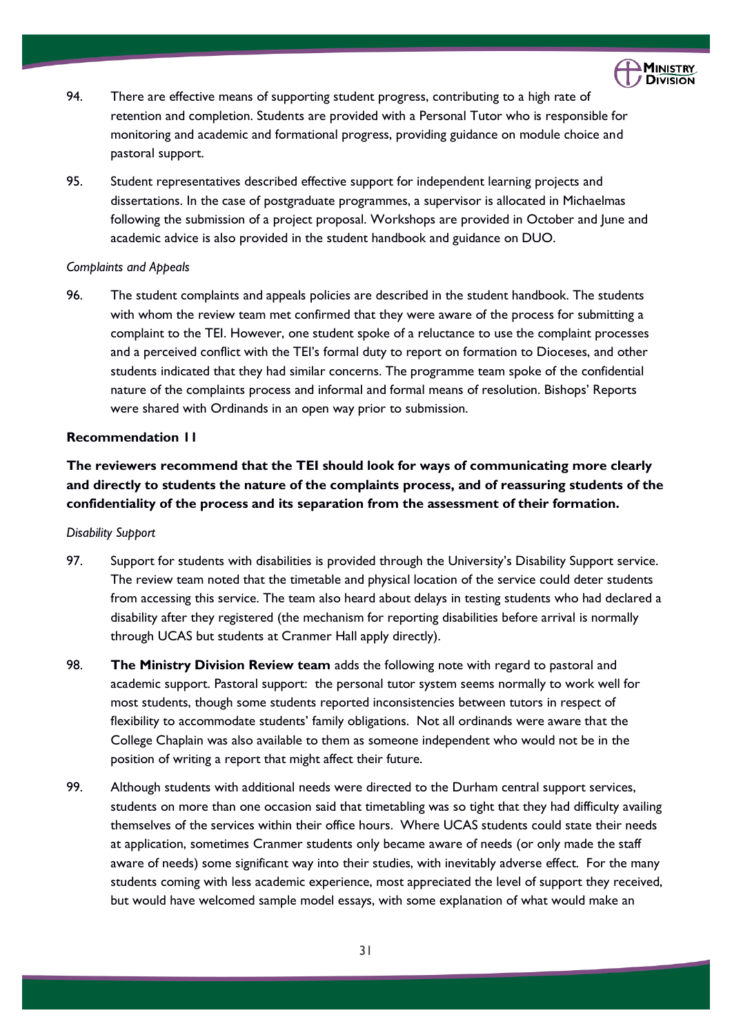94. There are effective means of supporting student progress, contributing to a high rate of retention and completion. Students are provided with a Personal Tutor who is responsible for monitoring and academic and formational progress, providing guidance on module choice and pastoral support.

95. Student representatives described effective support for independent learning projects and dissertations. In the case of postgraduate programmes, a supervisor is allocated in Michaelmas following the submission of a project proposal. Workshops are provided in October and June and academic advice is also provided in the student handbook and guidance on DUO.

*Complaints and Appeals*

96. The student complaints and appeals policies are described in the student handbook. The students with whom the review team met confirmed that they were aware of the process for submitting a complaint to the TEI. However, one student spoke of a reluctance to use the complaint processes and a perceived conflict with the TEI's formal duty to report on formation to Dioceses, and other students indicated that they had similar concerns. The programme team spoke of the confidential nature of the complaints process and informal and formal means of resolution. Bishops' Reports were shared with Ordinands in an open way prior to submission.

**Recommendation 11**

**The reviewers recommend that the TEI should look for ways of communicating more clearly and directly to students the nature of the complaints process, and of reassuring students of the confidentiality of the process and its separation from the assessment of their formation.**

*Disability Support*

97. Support for students with disabilities is provided through the University's Disability Support service. The review team noted that the timetable and physical location of the service could deter students from accessing this service. The team also heard about delays in testing students who had declared a disability after they registered (the mechanism for reporting disabilities before arrival is normally through UCAS but students at Cranmer Hall apply directly).

98. **The Ministry Division Review team** adds the following note with regard to pastoral and academic support. Pastoral support: the personal tutor system seems normally to work well for most students, though some students reported inconsistencies between tutors in respect of flexibility to accommodate students' family obligations. Not all ordinands were aware that the College Chaplain was also available to them as someone independent who would not be in the position of writing a report that might affect their future.

99. Although students with additional needs were directed to the Durham central support services, students on more than one occasion said that timetabling was so tight that they had difficulty availing themselves of the services within their office hours. Where UCAS students could state their needs at application, sometimes Cranmer students only became aware of needs (or only made the staff aware of needs) some significant way into their studies, with inevitably adverse effect. For the many students coming with less academic experience, most appreciated the level of support they received, but would have welcomed sample model essays, with some explanation of what would make an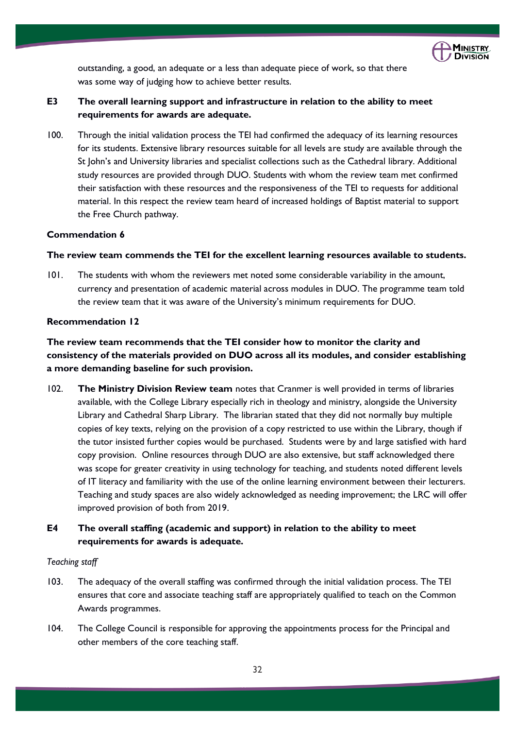outstanding, a good, an adequate or a less than adequate piece of work, so that there was some way of judging how to achieve better results.

**E3 The overall learning support and infrastructure in relation to the ability to meet requirements for awards are adequate.**

100. Through the initial validation process the TEI had confirmed the adequacy of its learning resources for its students. Extensive library resources suitable for all levels are study are available through the St John's and University libraries and specialist collections such as the Cathedral library. Additional study resources are provided through DUO. Students with whom the review team met confirmed their satisfaction with these resources and the responsiveness of the TEI to requests for additional material. In this respect the review team heard of increased holdings of Baptist material to support the Free Church pathway.

**Commendation 6**

**The review team commends the TEI for the excellent learning resources available to students.**

101. The students with whom the reviewers met noted some considerable variability in the amount, currency and presentation of academic material across modules in DUO. The programme team told the review team that it was aware of the University's minimum requirements for DUO.

**Recommendation 12**

**The review team recommends that the TEI consider how to monitor the clarity and consistency of the materials provided on DUO across all its modules, and consider establishing a more demanding baseline for such provision.**

102. **The Ministry Division Review team** notes that Cranmer is well provided in terms of libraries available, with the College Library especially rich in theology and ministry, alongside the University Library and Cathedral Sharp Library. The librarian stated that they did not normally buy multiple copies of key texts, relying on the provision of a copy restricted to use within the Library, though if the tutor insisted further copies would be purchased. Students were by and large satisfied with hard copy provision. Online resources through DUO are also extensive, but staff acknowledged there was scope for greater creativity in using technology for teaching, and students noted different levels of IT literacy and familiarity with the use of the online learning environment between their lecturers. Teaching and study spaces are also widely acknowledged as needing improvement; the LRC will offer improved provision of both from 2019.

**E4 The overall staffing (academic and support) in relation to the ability to meet requirements for awards is adequate.**

*Teaching staff*

103. The adequacy of the overall staffing was confirmed through the initial validation process. The TEI ensures that core and associate teaching staff are appropriately qualified to teach on the Common Awards programmes.

104. The College Council is responsible for approving the appointments process for the Principal and other members of the core teaching staff.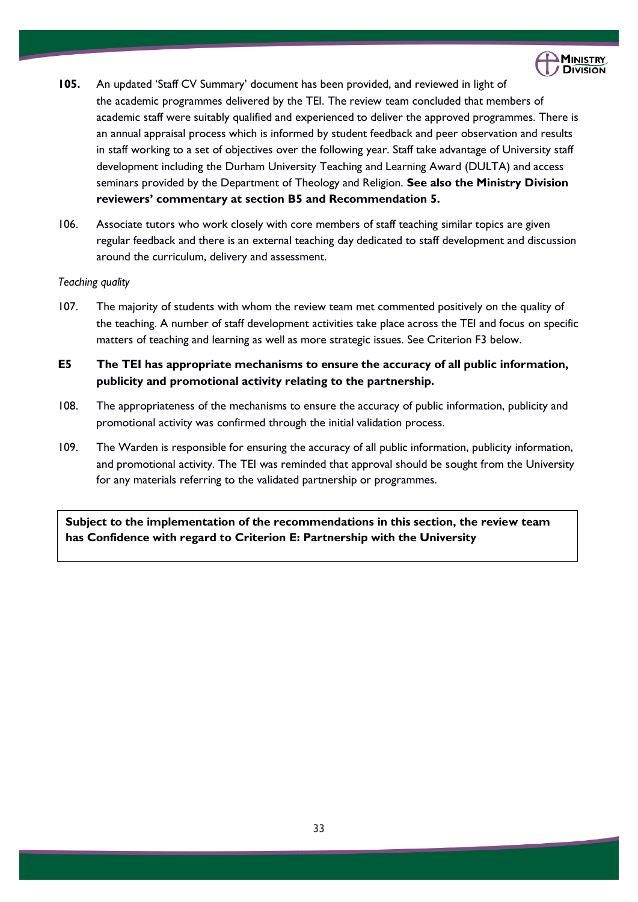**105.** An updated 'Staff CV Summary' document has been provided, and reviewed in light of the academic programmes delivered by the TEI. The review team concluded that members of academic staff were suitably qualified and experienced to deliver the approved programmes. There is an annual appraisal process which is informed by student feedback and peer observation and results in staff working to a set of objectives over the following year. Staff take advantage of University staff development including the Durham University Teaching and Learning Award (DULTA) and access seminars provided by the Department of Theology and Religion. **See also the Ministry Division reviewers' commentary at section B5 and Recommendation 5.**

106. Associate tutors who work closely with core members of staff teaching similar topics are given regular feedback and there is an external teaching day dedicated to staff development and discussion around the curriculum, delivery and assessment.

*Teaching quality*

107. The majority of students with whom the review team met commented positively on the quality of the teaching. A number of staff development activities take place across the TEI and focus on specific matters of teaching and learning as well as more strategic issues. See Criterion F3 below.

**E5 The TEI has appropriate mechanisms to ensure the accuracy of all public information, publicity and promotional activity relating to the partnership.**

108. The appropriateness of the mechanisms to ensure the accuracy of public information, publicity and promotional activity was confirmed through the initial validation process.

109. The Warden is responsible for ensuring the accuracy of all public information, publicity information, and promotional activity. The TEI was reminded that approval should be sought from the University for any materials referring to the validated partnership or programmes.

**Subject to the implementation of the recommendations in this section, the review team has Confidence with regard to Criterion E: Partnership with the University**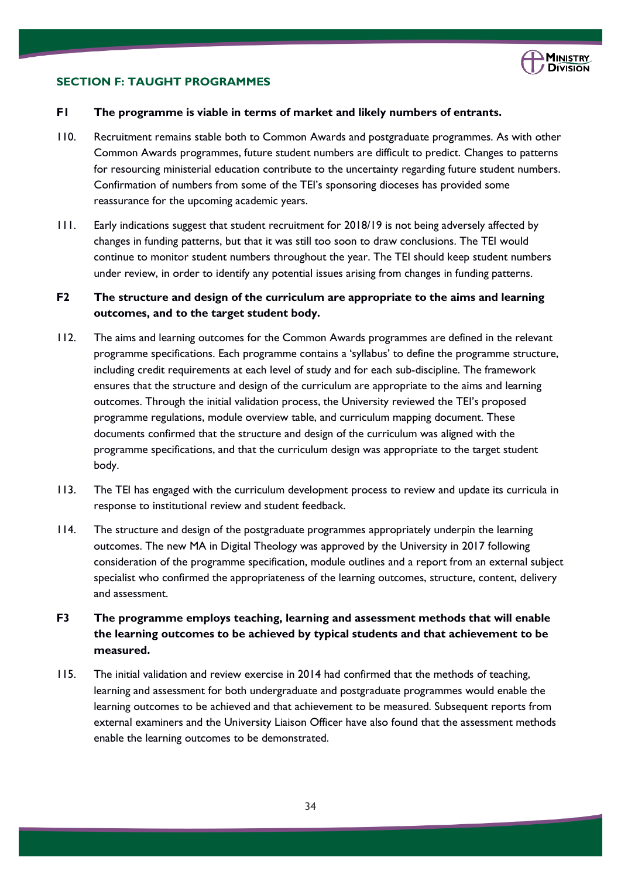## SECTION F: TAUGHT PROGRAMMES

### F1 The programme is viable in terms of market and likely numbers of entrants.

110. Recruitment remains stable both to Common Awards and postgraduate programmes. As with other Common Awards programmes, future student numbers are difficult to predict. Changes to patterns for resourcing ministerial education contribute to the uncertainty regarding future student numbers. Confirmation of numbers from some of the TEI's sponsoring dioceses has provided some reassurance for the upcoming academic years.

111. Early indications suggest that student recruitment for 2018/19 is not being adversely affected by changes in funding patterns, but that it was still too soon to draw conclusions. The TEI would continue to monitor student numbers throughout the year. The TEI should keep student numbers under review, in order to identify any potential issues arising from changes in funding patterns.

### F2 The structure and design of the curriculum are appropriate to the aims and learning outcomes, and to the target student body.

112. The aims and learning outcomes for the Common Awards programmes are defined in the relevant programme specifications. Each programme contains a 'syllabus' to define the programme structure, including credit requirements at each level of study and for each sub-discipline. The framework ensures that the structure and design of the curriculum are appropriate to the aims and learning outcomes. Through the initial validation process, the University reviewed the TEI's proposed programme regulations, module overview table, and curriculum mapping document. These documents confirmed that the structure and design of the curriculum was aligned with the programme specifications, and that the curriculum design was appropriate to the target student body.

113. The TEI has engaged with the curriculum development process to review and update its curricula in response to institutional review and student feedback.

114. The structure and design of the postgraduate programmes appropriately underpin the learning outcomes. The new MA in Digital Theology was approved by the University in 2017 following consideration of the programme specification, module outlines and a report from an external subject specialist who confirmed the appropriateness of the learning outcomes, structure, content, delivery and assessment.

### F3 The programme employs teaching, learning and assessment methods that will enable the learning outcomes to be achieved by typical students and that achievement to be measured.

115. The initial validation and review exercise in 2014 had confirmed that the methods of teaching, learning and assessment for both undergraduate and postgraduate programmes would enable the learning outcomes to be achieved and that achievement to be measured. Subsequent reports from external examiners and the University Liaison Officer have also found that the assessment methods enable the learning outcomes to be demonstrated.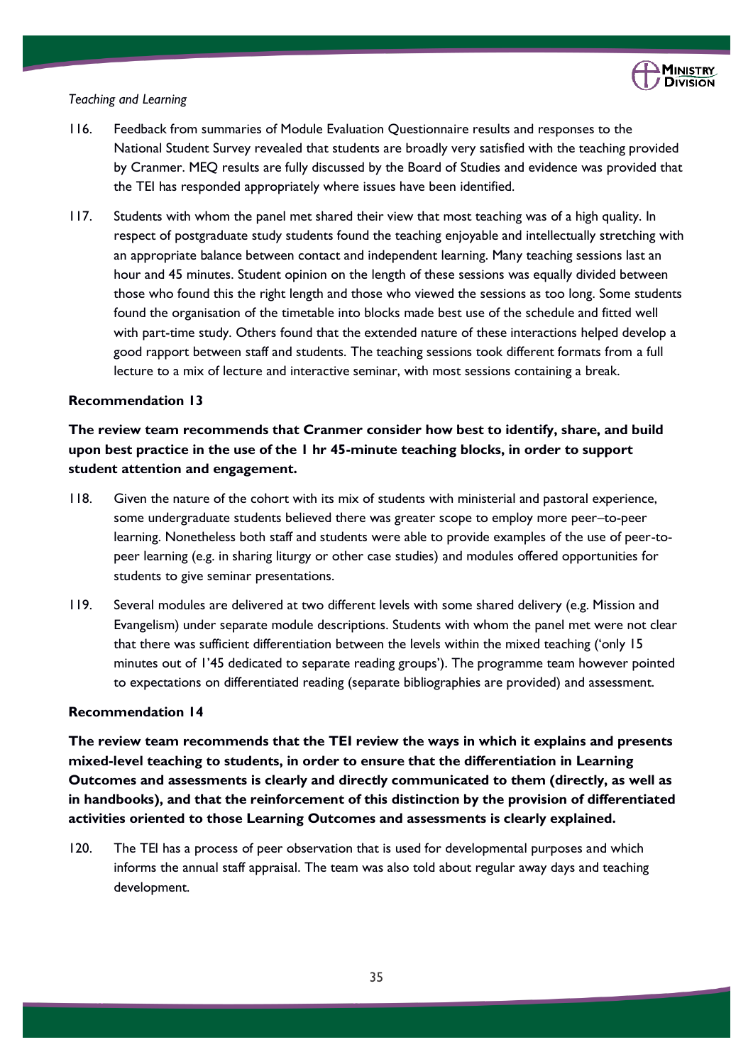*Teaching and Learning*

116. Feedback from summaries of Module Evaluation Questionnaire results and responses to the National Student Survey revealed that students are broadly very satisfied with the teaching provided by Cranmer. MEQ results are fully discussed by the Board of Studies and evidence was provided that the TEI has responded appropriately where issues have been identified.

117. Students with whom the panel met shared their view that most teaching was of a high quality. In respect of postgraduate study students found the teaching enjoyable and intellectually stretching with an appropriate balance between contact and independent learning. Many teaching sessions last an hour and 45 minutes. Student opinion on the length of these sessions was equally divided between those who found this the right length and those who viewed the sessions as too long. Some students found the organisation of the timetable into blocks made best use of the schedule and fitted well with part-time study. Others found that the extended nature of these interactions helped develop a good rapport between staff and students. The teaching sessions took different formats from a full lecture to a mix of lecture and interactive seminar, with most sessions containing a break.

**Recommendation 13**

**The review team recommends that Cranmer consider how best to identify, share, and build upon best practice in the use of the 1 hr 45-minute teaching blocks, in order to support student attention and engagement.**

118. Given the nature of the cohort with its mix of students with ministerial and pastoral experience, some undergraduate students believed there was greater scope to employ more peer–to-peer learning. Nonetheless both staff and students were able to provide examples of the use of peer-to-peer learning (e.g. in sharing liturgy or other case studies) and modules offered opportunities for students to give seminar presentations.

119. Several modules are delivered at two different levels with some shared delivery (e.g. Mission and Evangelism) under separate module descriptions. Students with whom the panel met were not clear that there was sufficient differentiation between the levels within the mixed teaching ('only 15 minutes out of 1'45 dedicated to separate reading groups'). The programme team however pointed to expectations on differentiated reading (separate bibliographies are provided) and assessment.

**Recommendation 14**

**The review team recommends that the TEI review the ways in which it explains and presents mixed-level teaching to students, in order to ensure that the differentiation in Learning Outcomes and assessments is clearly and directly communicated to them (directly, as well as in handbooks), and that the reinforcement of this distinction by the provision of differentiated activities oriented to those Learning Outcomes and assessments is clearly explained.**

120. The TEI has a process of peer observation that is used for developmental purposes and which informs the annual staff appraisal. The team was also told about regular away days and teaching development.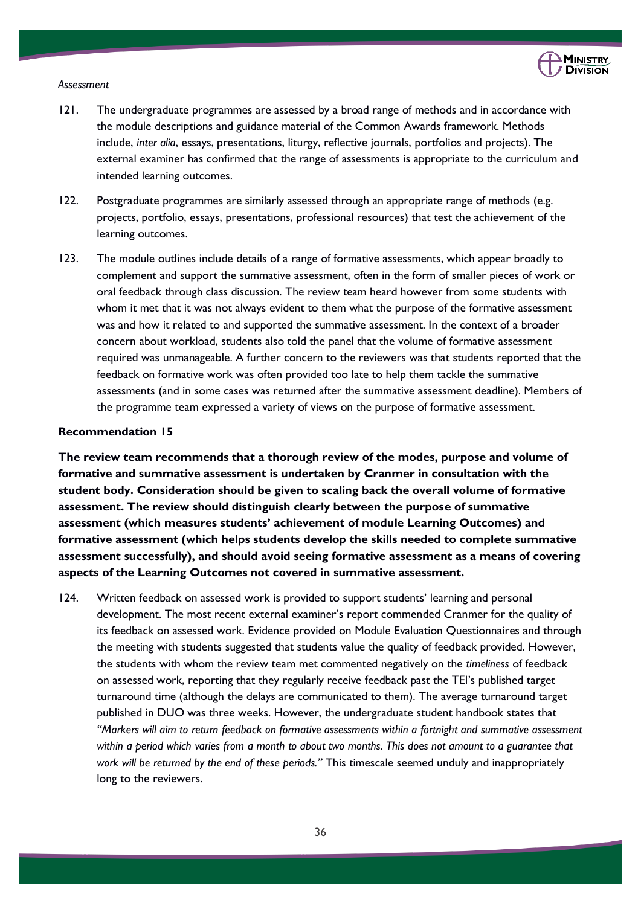*Assessment*

121. The undergraduate programmes are assessed by a broad range of methods and in accordance with the module descriptions and guidance material of the Common Awards framework. Methods include, *inter alia*, essays, presentations, liturgy, reflective journals, portfolios and projects). The external examiner has confirmed that the range of assessments is appropriate to the curriculum and intended learning outcomes.

122. Postgraduate programmes are similarly assessed through an appropriate range of methods (e.g. projects, portfolio, essays, presentations, professional resources) that test the achievement of the learning outcomes.

123. The module outlines include details of a range of formative assessments, which appear broadly to complement and support the summative assessment, often in the form of smaller pieces of work or oral feedback through class discussion. The review team heard however from some students with whom it met that it was not always evident to them what the purpose of the formative assessment was and how it related to and supported the summative assessment. In the context of a broader concern about workload, students also told the panel that the volume of formative assessment required was unmanageable. A further concern to the reviewers was that students reported that the feedback on formative work was often provided too late to help them tackle the summative assessments (and in some cases was returned after the summative assessment deadline). Members of the programme team expressed a variety of views on the purpose of formative assessment.

**Recommendation 15**

**The review team recommends that a thorough review of the modes, purpose and volume of formative and summative assessment is undertaken by Cranmer in consultation with the student body. Consideration should be given to scaling back the overall volume of formative assessment. The review should distinguish clearly between the purpose of summative assessment (which measures students' achievement of module Learning Outcomes) and formative assessment (which helps students develop the skills needed to complete summative assessment successfully), and should avoid seeing formative assessment as a means of covering aspects of the Learning Outcomes not covered in summative assessment.**

124. Written feedback on assessed work is provided to support students' learning and personal development. The most recent external examiner's report commended Cranmer for the quality of its feedback on assessed work. Evidence provided on Module Evaluation Questionnaires and through the meeting with students suggested that students value the quality of feedback provided. However, the students with whom the review team met commented negatively on the *timeliness* of feedback on assessed work, reporting that they regularly receive feedback past the TEI's published target turnaround time (although the delays are communicated to them). The average turnaround target published in DUO was three weeks. However, the undergraduate student handbook states that *"Markers will aim to return feedback on formative assessments within a fortnight and summative assessment within a period which varies from a month to about two months. This does not amount to a guarantee that work will be returned by the end of these periods."* This timescale seemed unduly and inappropriately long to the reviewers.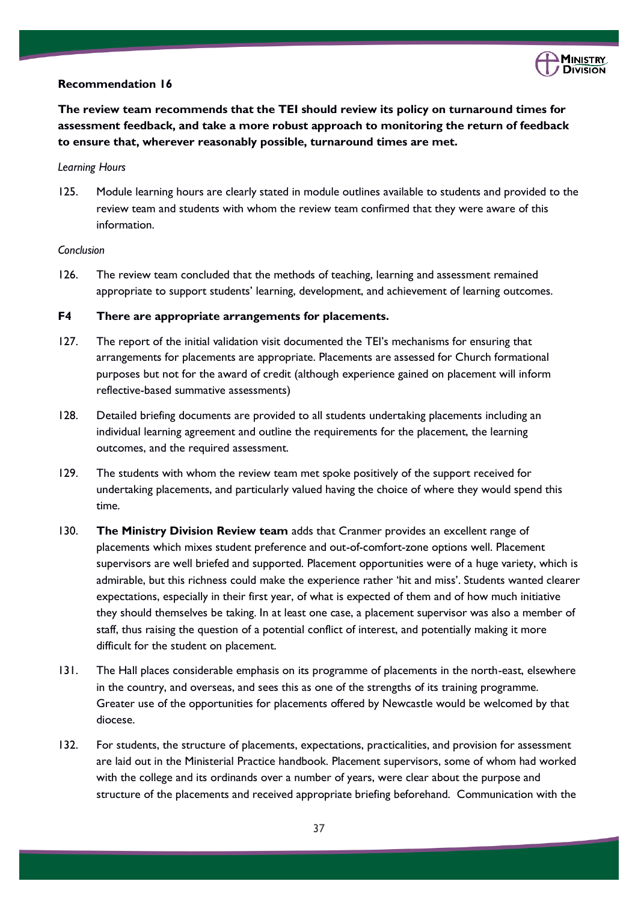**Recommendation 16**

**The review team recommends that the TEI should review its policy on turnaround times for assessment feedback, and take a more robust approach to monitoring the return of feedback to ensure that, wherever reasonably possible, turnaround times are met.**

*Learning Hours*

125. Module learning hours are clearly stated in module outlines available to students and provided to the review team and students with whom the review team confirmed that they were aware of this information.

*Conclusion*

126. The review team concluded that the methods of teaching, learning and assessment remained appropriate to support students' learning, development, and achievement of learning outcomes.

**F4 There are appropriate arrangements for placements.**

127. The report of the initial validation visit documented the TEI's mechanisms for ensuring that arrangements for placements are appropriate. Placements are assessed for Church formational purposes but not for the award of credit (although experience gained on placement will inform reflective-based summative assessments)

128. Detailed briefing documents are provided to all students undertaking placements including an individual learning agreement and outline the requirements for the placement, the learning outcomes, and the required assessment.

129. The students with whom the review team met spoke positively of the support received for undertaking placements, and particularly valued having the choice of where they would spend this time.

130. **The Ministry Division Review team** adds that Cranmer provides an excellent range of placements which mixes student preference and out-of-comfort-zone options well. Placement supervisors are well briefed and supported. Placement opportunities were of a huge variety, which is admirable, but this richness could make the experience rather 'hit and miss'. Students wanted clearer expectations, especially in their first year, of what is expected of them and of how much initiative they should themselves be taking. In at least one case, a placement supervisor was also a member of staff, thus raising the question of a potential conflict of interest, and potentially making it more difficult for the student on placement.

131. The Hall places considerable emphasis on its programme of placements in the north-east, elsewhere in the country, and overseas, and sees this as one of the strengths of its training programme. Greater use of the opportunities for placements offered by Newcastle would be welcomed by that diocese.

132. For students, the structure of placements, expectations, practicalities, and provision for assessment are laid out in the Ministerial Practice handbook. Placement supervisors, some of whom had worked with the college and its ordinands over a number of years, were clear about the purpose and structure of the placements and received appropriate briefing beforehand. Communication with the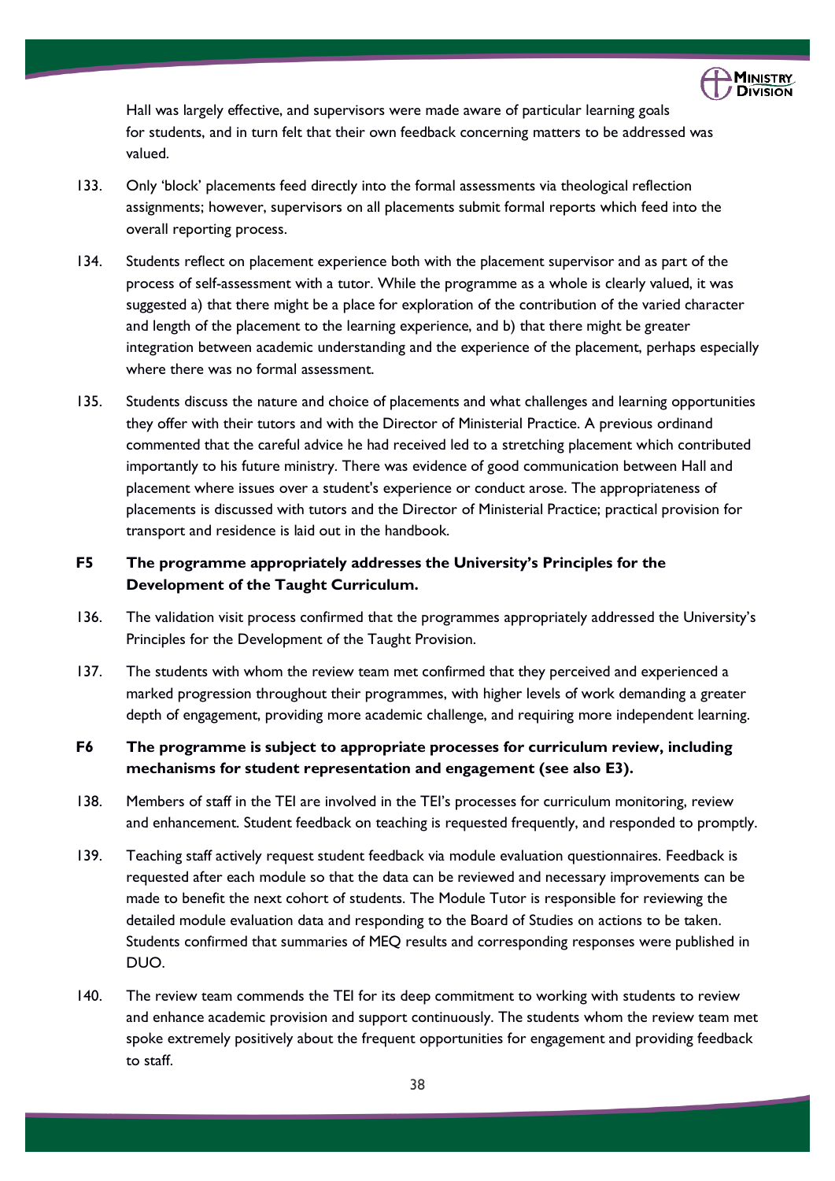Hall was largely effective, and supervisors were made aware of particular learning goals for students, and in turn felt that their own feedback concerning matters to be addressed was valued.

133. Only 'block' placements feed directly into the formal assessments via theological reflection assignments; however, supervisors on all placements submit formal reports which feed into the overall reporting process.

134. Students reflect on placement experience both with the placement supervisor and as part of the process of self-assessment with a tutor. While the programme as a whole is clearly valued, it was suggested a) that there might be a place for exploration of the contribution of the varied character and length of the placement to the learning experience, and b) that there might be greater integration between academic understanding and the experience of the placement, perhaps especially where there was no formal assessment.

135. Students discuss the nature and choice of placements and what challenges and learning opportunities they offer with their tutors and with the Director of Ministerial Practice. A previous ordinand commented that the careful advice he had received led to a stretching placement which contributed importantly to his future ministry. There was evidence of good communication between Hall and placement where issues over a student's experience or conduct arose. The appropriateness of placements is discussed with tutors and the Director of Ministerial Practice; practical provision for transport and residence is laid out in the handbook.

**F5 The programme appropriately addresses the University's Principles for the Development of the Taught Curriculum.**

136. The validation visit process confirmed that the programmes appropriately addressed the University's Principles for the Development of the Taught Provision.

137. The students with whom the review team met confirmed that they perceived and experienced a marked progression throughout their programmes, with higher levels of work demanding a greater depth of engagement, providing more academic challenge, and requiring more independent learning.

**F6 The programme is subject to appropriate processes for curriculum review, including mechanisms for student representation and engagement (see also E3).**

138. Members of staff in the TEI are involved in the TEI's processes for curriculum monitoring, review and enhancement. Student feedback on teaching is requested frequently, and responded to promptly.

139. Teaching staff actively request student feedback via module evaluation questionnaires. Feedback is requested after each module so that the data can be reviewed and necessary improvements can be made to benefit the next cohort of students. The Module Tutor is responsible for reviewing the detailed module evaluation data and responding to the Board of Studies on actions to be taken. Students confirmed that summaries of MEQ results and corresponding responses were published in DUO.

140. The review team commends the TEI for its deep commitment to working with students to review and enhance academic provision and support continuously. The students whom the review team met spoke extremely positively about the frequent opportunities for engagement and providing feedback to staff.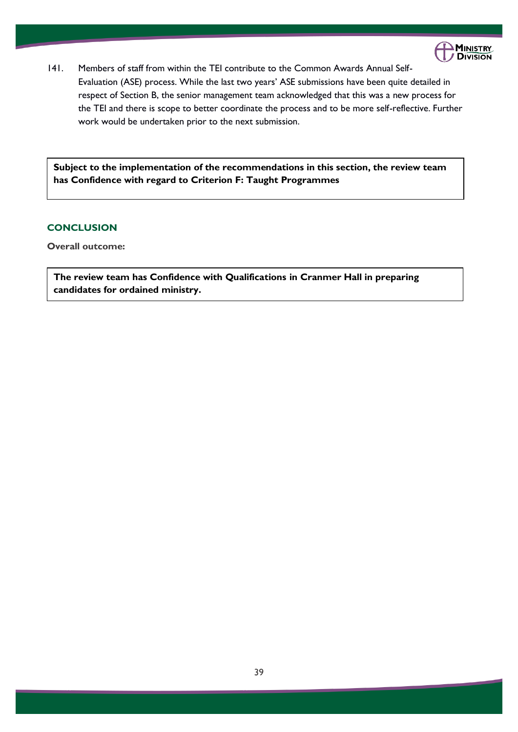141. Members of staff from within the TEI contribute to the Common Awards Annual Self-Evaluation (ASE) process. While the last two years' ASE submissions have been quite detailed in respect of Section B, the senior management team acknowledged that this was a new process for the TEI and there is scope to better coordinate the process and to be more self-reflective. Further work would be undertaken prior to the next submission.

**Subject to the implementation of the recommendations in this section, the review team has Confidence with regard to Criterion F: Taught Programmes**

## CONCLUSION

**Overall outcome:**

**The review team has Confidence with Qualifications in Cranmer Hall in preparing candidates for ordained ministry.**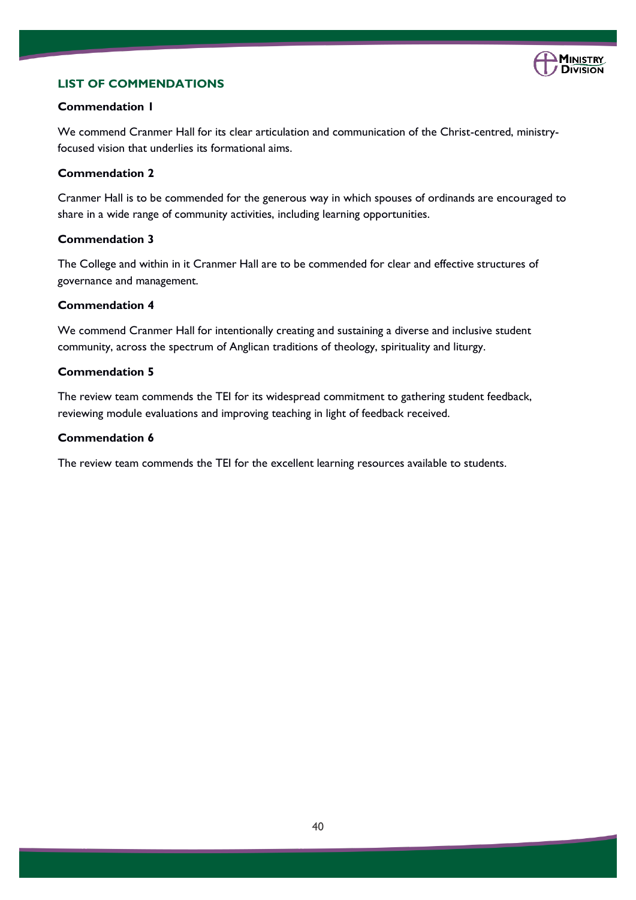## LIST OF COMMENDATIONS

### Commendation 1

We commend Cranmer Hall for its clear articulation and communication of the Christ-centred, ministry-focused vision that underlies its formational aims.

### Commendation 2

Cranmer Hall is to be commended for the generous way in which spouses of ordinands are encouraged to share in a wide range of community activities, including learning opportunities.

### Commendation 3

The College and within in it Cranmer Hall are to be commended for clear and effective structures of governance and management.

### Commendation 4

We commend Cranmer Hall for intentionally creating and sustaining a diverse and inclusive student community, across the spectrum of Anglican traditions of theology, spirituality and liturgy.

### Commendation 5

The review team commends the TEI for its widespread commitment to gathering student feedback, reviewing module evaluations and improving teaching in light of feedback received.

### Commendation 6

The review team commends the TEI for the excellent learning resources available to students.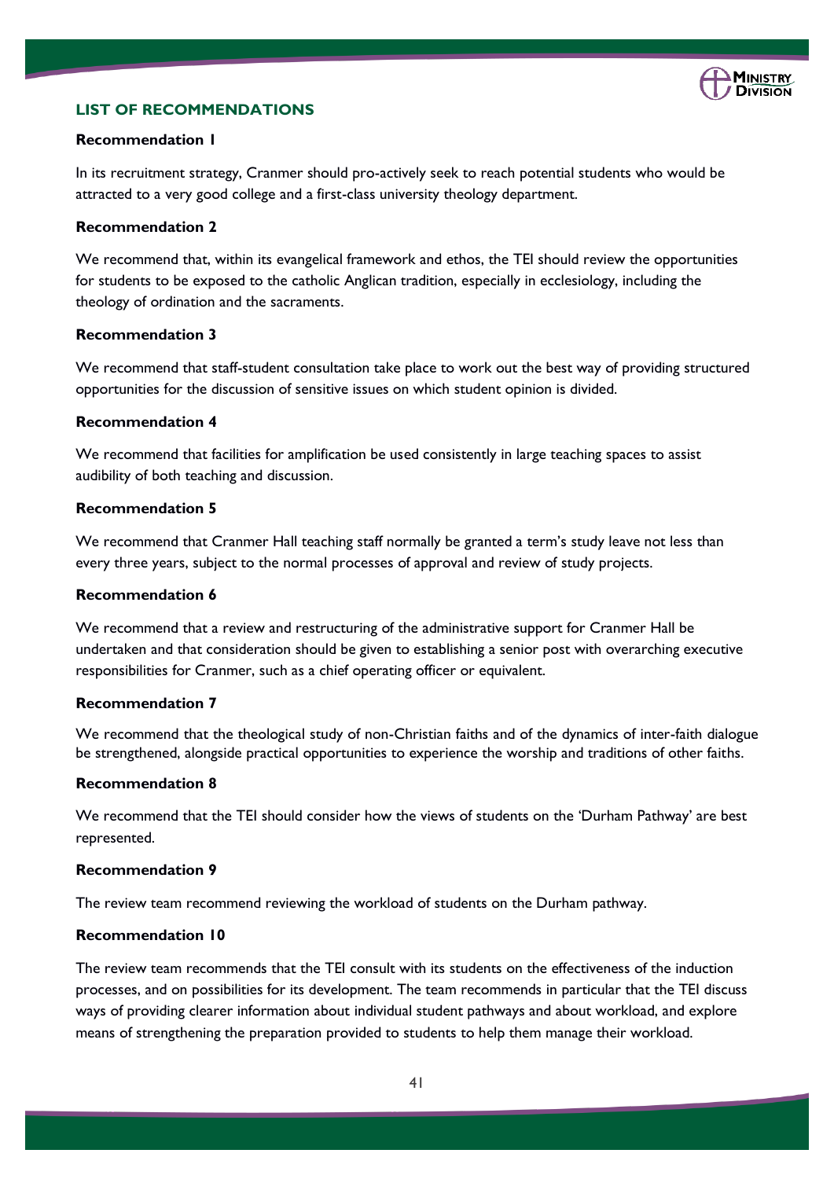## LIST OF RECOMMENDATIONS

**Recommendation 1**

In its recruitment strategy, Cranmer should pro-actively seek to reach potential students who would be attracted to a very good college and a first-class university theology department.

**Recommendation 2**

We recommend that, within its evangelical framework and ethos, the TEI should review the opportunities for students to be exposed to the catholic Anglican tradition, especially in ecclesiology, including the theology of ordination and the sacraments.

**Recommendation 3**

We recommend that staff-student consultation take place to work out the best way of providing structured opportunities for the discussion of sensitive issues on which student opinion is divided.

**Recommendation 4**

We recommend that facilities for amplification be used consistently in large teaching spaces to assist audibility of both teaching and discussion.

**Recommendation 5**

We recommend that Cranmer Hall teaching staff normally be granted a term's study leave not less than every three years, subject to the normal processes of approval and review of study projects.

**Recommendation 6**

We recommend that a review and restructuring of the administrative support for Cranmer Hall be undertaken and that consideration should be given to establishing a senior post with overarching executive responsibilities for Cranmer, such as a chief operating officer or equivalent.

**Recommendation 7**

We recommend that the theological study of non-Christian faiths and of the dynamics of inter-faith dialogue be strengthened, alongside practical opportunities to experience the worship and traditions of other faiths.

**Recommendation 8**

We recommend that the TEI should consider how the views of students on the 'Durham Pathway' are best represented.

**Recommendation 9**

The review team recommend reviewing the workload of students on the Durham pathway.

**Recommendation 10**

The review team recommends that the TEI consult with its students on the effectiveness of the induction processes, and on possibilities for its development. The team recommends in particular that the TEI discuss ways of providing clearer information about individual student pathways and about workload, and explore means of strengthening the preparation provided to students to help them manage their workload.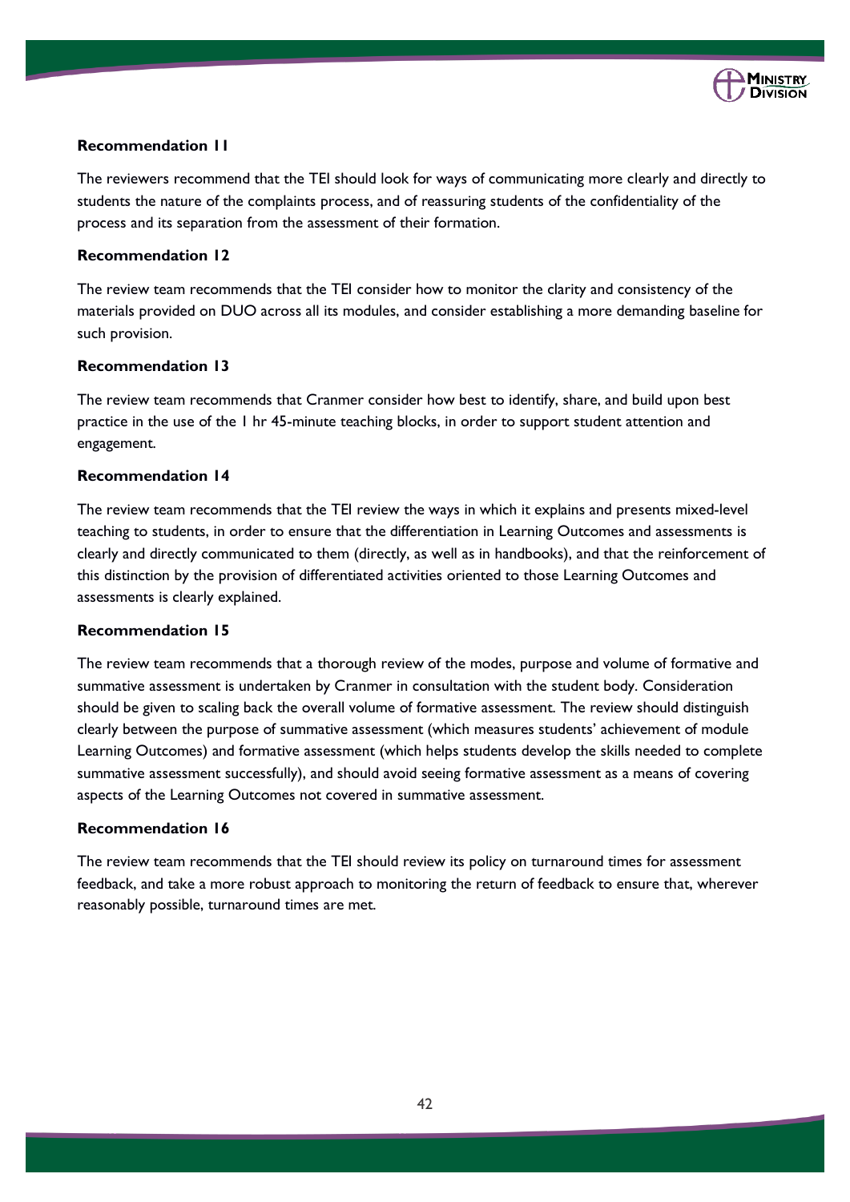**Recommendation 11**

The reviewers recommend that the TEI should look for ways of communicating more clearly and directly to students the nature of the complaints process, and of reassuring students of the confidentiality of the process and its separation from the assessment of their formation.

**Recommendation 12**

The review team recommends that the TEI consider how to monitor the clarity and consistency of the materials provided on DUO across all its modules, and consider establishing a more demanding baseline for such provision.

**Recommendation 13**

The review team recommends that Cranmer consider how best to identify, share, and build upon best practice in the use of the 1 hr 45-minute teaching blocks, in order to support student attention and engagement.

**Recommendation 14**

The review team recommends that the TEI review the ways in which it explains and presents mixed-level teaching to students, in order to ensure that the differentiation in Learning Outcomes and assessments is clearly and directly communicated to them (directly, as well as in handbooks), and that the reinforcement of this distinction by the provision of differentiated activities oriented to those Learning Outcomes and assessments is clearly explained.

**Recommendation 15**

The review team recommends that a thorough review of the modes, purpose and volume of formative and summative assessment is undertaken by Cranmer in consultation with the student body. Consideration should be given to scaling back the overall volume of formative assessment. The review should distinguish clearly between the purpose of summative assessment (which measures students' achievement of module Learning Outcomes) and formative assessment (which helps students develop the skills needed to complete summative assessment successfully), and should avoid seeing formative assessment as a means of covering aspects of the Learning Outcomes not covered in summative assessment.

**Recommendation 16**

The review team recommends that the TEI should review its policy on turnaround times for assessment feedback, and take a more robust approach to monitoring the return of feedback to ensure that, wherever reasonably possible, turnaround times are met.